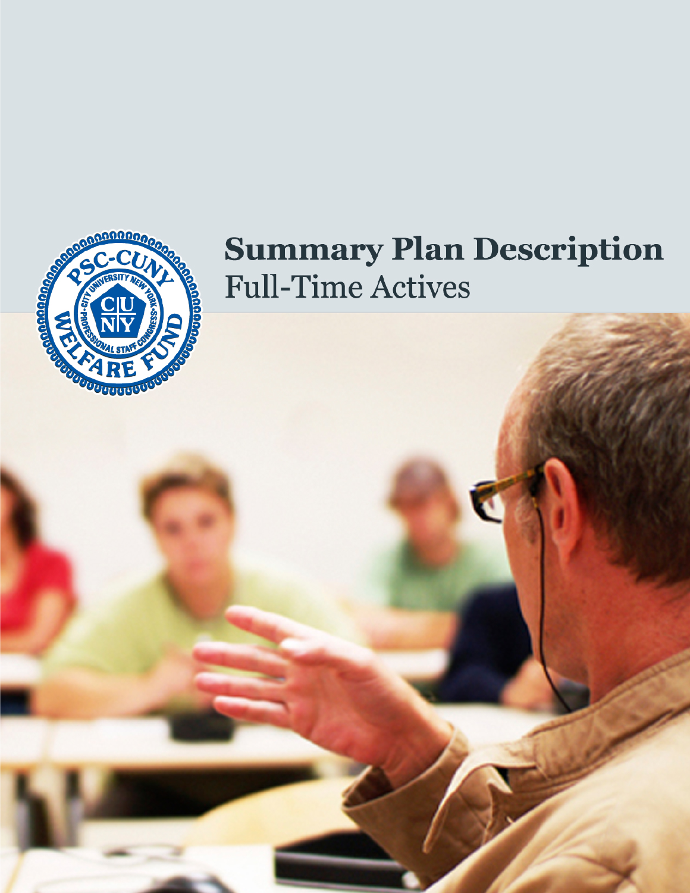# Summary Plan Description

## Full-Time Actives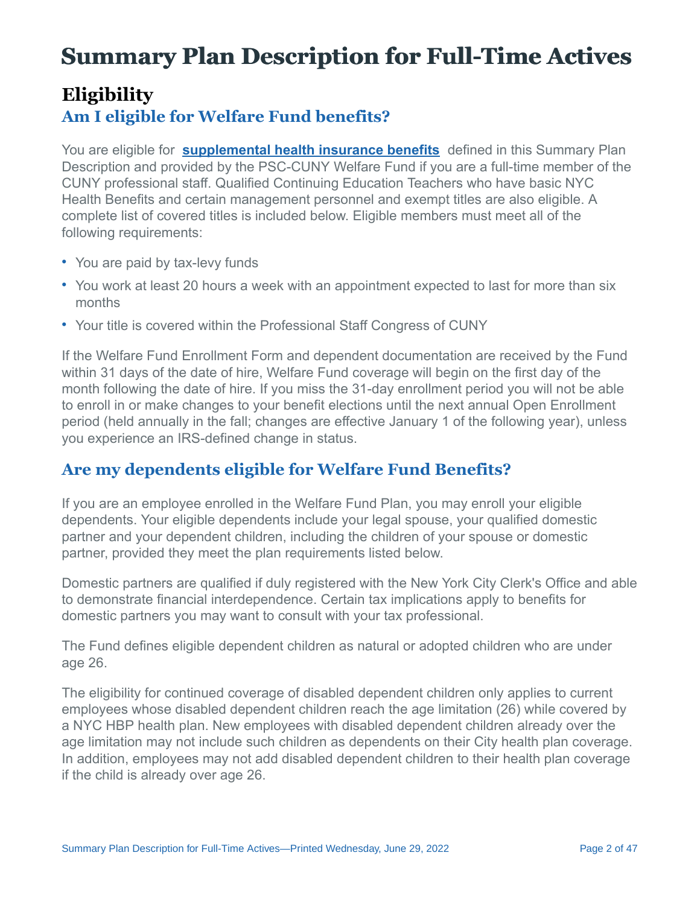# Summary Plan Description for Full-Time Actives

## Eligibility

### Am I eligible for Welfare Fund benefits?

You are eligible for **supplemental health insurance benefits** defined in this Summary Plan Description and provided by the PSC-CUNY Welfare Fund if you are a full-time member of the CUNY professional staff. Qualified Continuing Education Teachers who have basic NYC Health Benefits and certain management personnel and exempt titles are also eligible. A complete list of covered titles is included below. Eligible members must meet all of the following requirements:

- You are paid by tax-levy funds
- You work at least 20 hours a week with an appointment expected to last for more than six months
- Your title is covered within the Professional Staff Congress of CUNY

If the Welfare Fund Enrollment Form and dependent documentation are received by the Fund within 31 days of the date of hire, Welfare Fund coverage will begin on the first day of the month following the date of hire. If you miss the 31-day enrollment period you will not be able to enroll in or make changes to your benefit elections until the next annual Open Enrollment period (held annually in the fall; changes are effective January 1 of the following year), unless you experience an IRS-defined change in status.

### Are my dependents eligible for Welfare Fund Benefits?

If you are an employee enrolled in the Welfare Fund Plan, you may enroll your eligible dependents. Your eligible dependents include your legal spouse, your qualified domestic partner and your dependent children, including the children of your spouse or domestic partner, provided they meet the plan requirements listed below.

Domestic partners are qualified if duly registered with the New York City Clerk's Office and able to demonstrate financial interdependence. Certain tax implications apply to benefits for domestic partners you may want to consult with your tax professional.

The Fund defines eligible dependent children as natural or adopted children who are under age 26.

The eligibility for continued coverage of disabled dependent children only applies to current employees whose disabled dependent children reach the age limitation (26) while covered by a NYC HBP health plan. New employees with disabled dependent children already over the age limitation may not include such children as dependents on their City health plan coverage. In addition, employees may not add disabled dependent children to their health plan coverage if the child is already over age 26.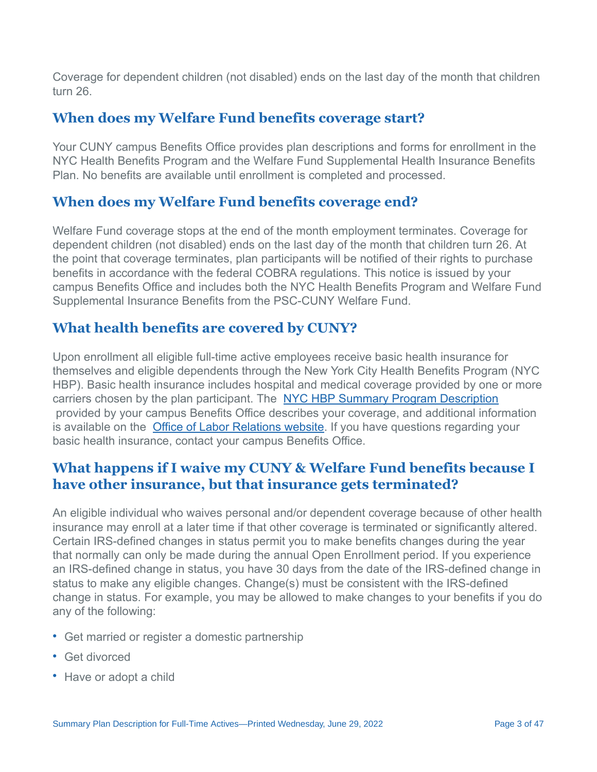Coverage for dependent children (not disabled) ends on the last day of the month that children turn 26.

## When does my Welfare Fund benefits coverage start?

Your CUNY campus Benefits Office provides plan descriptions and forms for enrollment in the NYC Health Benefits Program and the Welfare Fund Supplemental Health Insurance Benefits Plan. No benefits are available until enrollment is completed and processed.

## When does my Welfare Fund benefits coverage end?

Welfare Fund coverage stops at the end of the month employment terminates. Coverage for dependent children (not disabled) ends on the last day of the month that children turn 26. At the point that coverage terminates, plan participants will be notified of their rights to purchase benefits in accordance with the federal COBRA regulations. This notice is issued by your campus Benefits Office and includes both the NYC Health Benefits Program and Welfare Fund Supplemental Insurance Benefits from the PSC-CUNY Welfare Fund.

## What health benefits are covered by CUNY?

Upon enrollment all eligible full-time active employees receive basic health insurance for themselves and eligible dependents through the New York City Health Benefits Program (NYC HBP). Basic health insurance includes hospital and medical coverage provided by one or more carriers chosen by the plan participant. The NYC HBP Summary Program Description provided by your campus Benefits Office describes your coverage, and additional information is available on the Office of Labor Relations website. If you have questions regarding your basic health insurance, contact your campus Benefits Office.

## What happens if I waive my CUNY & Welfare Fund benefits because I have other insurance, but that insurance gets terminated?

An eligible individual who waives personal and/or dependent coverage because of other health insurance may enroll at a later time if that other coverage is terminated or significantly altered. Certain IRS-defined changes in status permit you to make benefits changes during the year that normally can only be made during the annual Open Enrollment period. If you experience an IRS-defined change in status, you have 30 days from the date of the IRS-defined change in status to make any eligible changes. Change(s) must be consistent with the IRS-defined change in status. For example, you may be allowed to make changes to your benefits if you do any of the following:

- Get married or register a domestic partnership
- Get divorced
- Have or adopt a child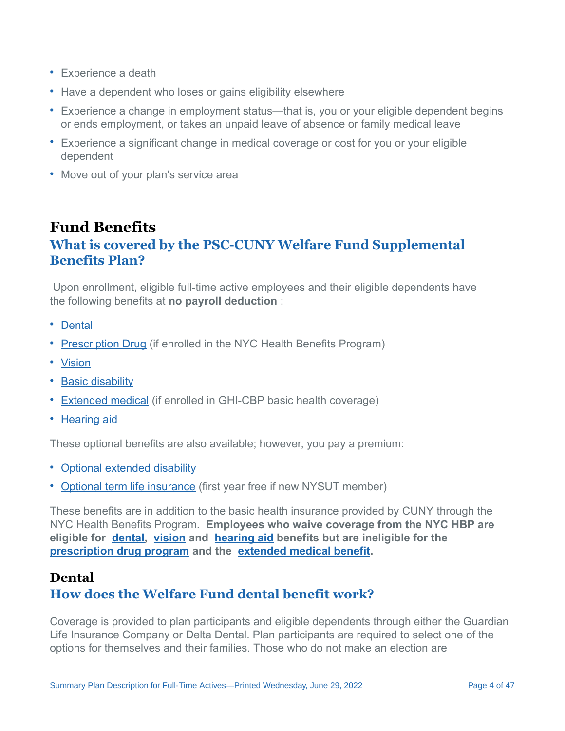- Experience a death
- Have a dependent who loses or gains eligibility elsewhere
- Experience a change in employment status—that is, you or your eligible dependent begins or ends employment, or takes an unpaid leave of absence or family medical leave
- Experience a significant change in medical coverage or cost for you or your eligible dependent
- Move out of your plan's service area

# Fund Benefits

## What is covered by the PSC-CUNY Welfare Fund Supplemental Benefits Plan?

Upon enrollment, eligible full-time active employees and their eligible dependents have the following benefits at **no payroll deduction** :

- Dental
- Prescription Drug (if enrolled in the NYC Health Benefits Program)
- Vision
- Basic disability
- Extended medical (if enrolled in GHI-CBP basic health coverage)
- Hearing aid

These optional benefits are also available; however, you pay a premium:

- Optional extended disability
- Optional term life insurance (first year free if new NYSUT member)

These benefits are in addition to the basic health insurance provided by CUNY through the NYC Health Benefits Program. **Employees who waive coverage from the NYC HBP are eligible for dental, vision and hearing aid benefits but are ineligible for the prescription drug program and the extended medical benefit.**

# Dental

## How does the Welfare Fund dental benefit work?

Coverage is provided to plan participants and eligible dependents through either the Guardian Life Insurance Company or Delta Dental. Plan participants are required to select one of the options for themselves and their families. Those who do not make an election are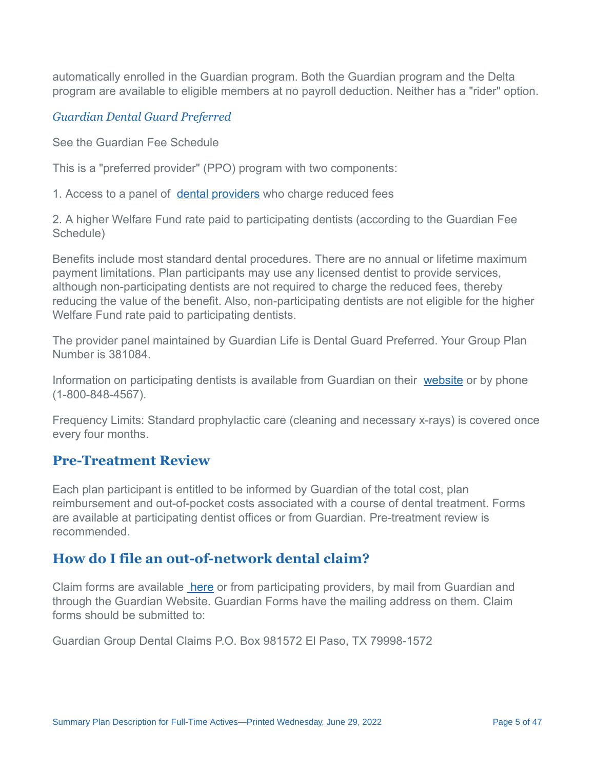automatically enrolled in the Guardian program. Both the Guardian program and the Delta program are available to eligible members at no payroll deduction. Neither has a "rider" option.

### *Guardian Dental Guard Preferred*

See the Guardian Fee Schedule

This is a "preferred provider" (PPO) program with two components:

1. Access to a panel of dental providers who charge reduced fees

2. A higher Welfare Fund rate paid to participating dentists (according to the Guardian Fee Schedule)

Benefits include most standard dental procedures. There are no annual or lifetime maximum payment limitations. Plan participants may use any licensed dentist to provide services, although non-participating dentists are not required to charge the reduced fees, thereby reducing the value of the benefit. Also, non-participating dentists are not eligible for the higher Welfare Fund rate paid to participating dentists.

The provider panel maintained by Guardian Life is Dental Guard Preferred. Your Group Plan Number is 381084.

Information on participating dentists is available from Guardian on their website or by phone (1-800-848-4567).

Frequency Limits: Standard prophylactic care (cleaning and necessary x-rays) is covered once every four months.

## Pre-Treatment Review

Each plan participant is entitled to be informed by Guardian of the total cost, plan reimbursement and out-of-pocket costs associated with a course of dental treatment. Forms are available at participating dentist offices or from Guardian. Pre-treatment review is recommended.

## How do I file an out-of-network dental claim?

Claim forms are available here or from participating providers, by mail from Guardian and through the Guardian Website. Guardian Forms have the mailing address on them. Claim forms should be submitted to:

Guardian Group Dental Claims P.O. Box 981572 El Paso, TX 79998-1572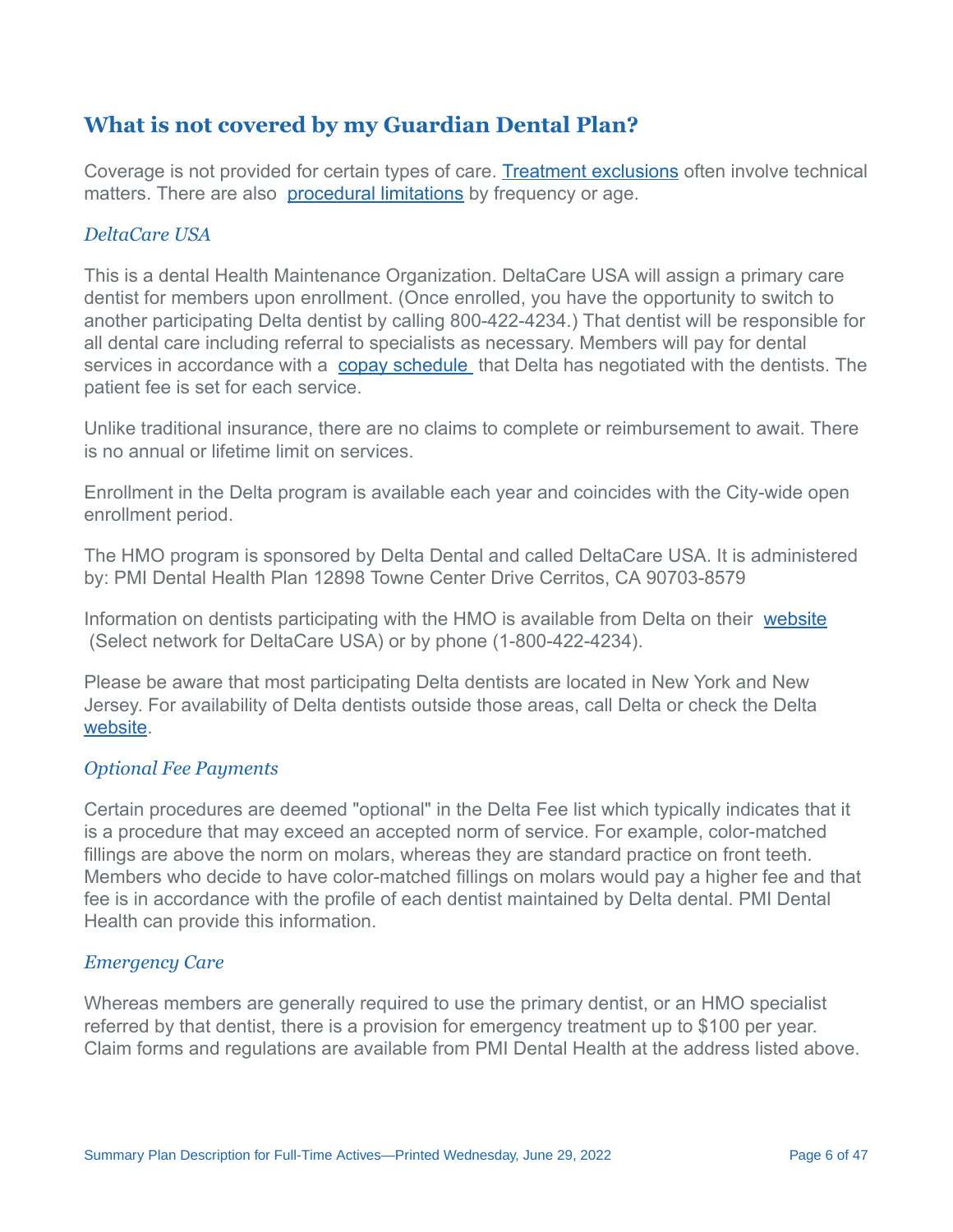## What is not covered by my Guardian Dental Plan?

Coverage is not provided for certain types of care. Treatment exclusions often involve technical matters. There are also procedural limitations by frequency or age.

### *DeltaCare USA*

This is a dental Health Maintenance Organization. DeltaCare USA will assign a primary care dentist for members upon enrollment. (Once enrolled, you have the opportunity to switch to another participating Delta dentist by calling 800-422-4234.) That dentist will be responsible for all dental care including referral to specialists as necessary. Members will pay for dental services in accordance with a copay schedule that Delta has negotiated with the dentists. The patient fee is set for each service.

Unlike traditional insurance, there are no claims to complete or reimbursement to await. There is no annual or lifetime limit on services.

Enrollment in the Delta program is available each year and coincides with the City-wide open enrollment period.

The HMO program is sponsored by Delta Dental and called DeltaCare USA. It is administered by: PMI Dental Health Plan 12898 Towne Center Drive Cerritos, CA 90703-8579

Information on dentists participating with the HMO is available from Delta on their website (Select network for DeltaCare USA) or by phone (1-800-422-4234).

Please be aware that most participating Delta dentists are located in New York and New Jersey. For availability of Delta dentists outside those areas, call Delta or check the Delta website.

### *Optional Fee Payments*

Certain procedures are deemed "optional" in the Delta Fee list which typically indicates that it is a procedure that may exceed an accepted norm of service. For example, color-matched fillings are above the norm on molars, whereas they are standard practice on front teeth. Members who decide to have color-matched fillings on molars would pay a higher fee and that fee is in accordance with the profile of each dentist maintained by Delta dental. PMI Dental Health can provide this information.

### *Emergency Care*

Whereas members are generally required to use the primary dentist, or an HMO specialist referred by that dentist, there is a provision for emergency treatment up to $100 per year. Claim forms and regulations are available from PMI Dental Health at the address listed above.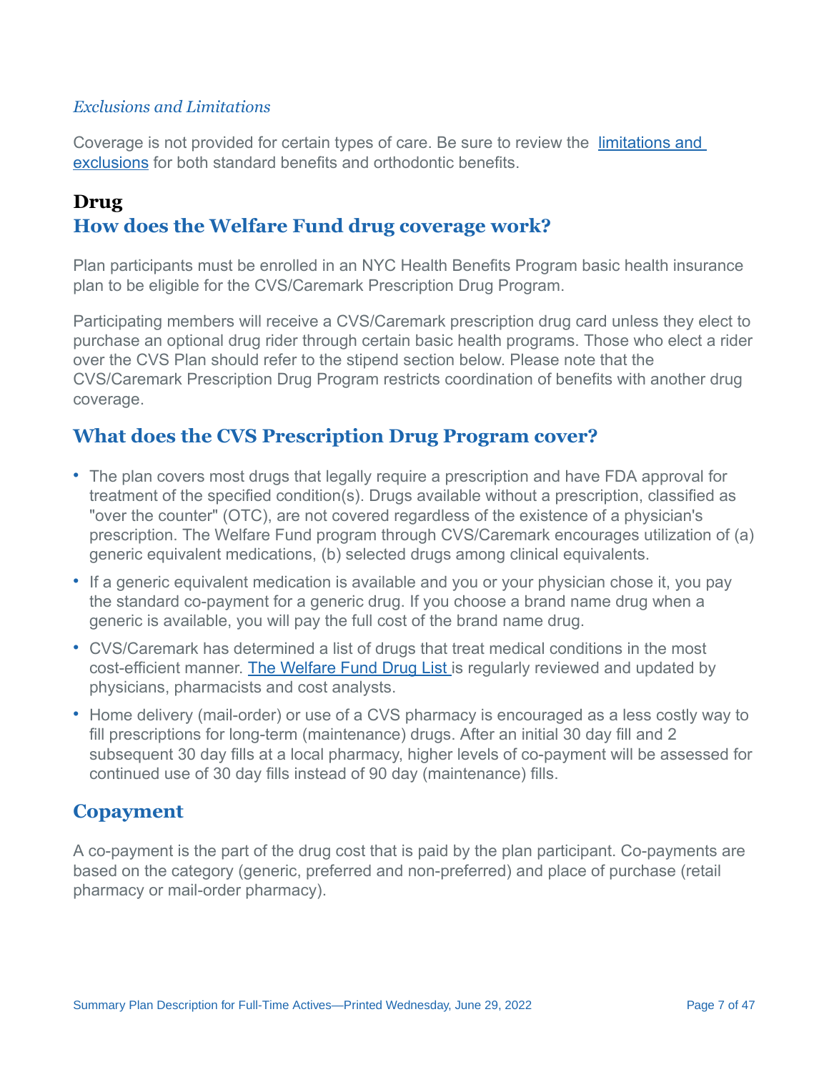*Exclusions and Limitations*

Coverage is not provided for certain types of care. Be sure to review the [limitations and exclusions] for both standard benefits and orthodontic benefits.

# Drug

## How does the Welfare Fund drug coverage work?

Plan participants must be enrolled in an NYC Health Benefits Program basic health insurance plan to be eligible for the CVS/Caremark Prescription Drug Program.

Participating members will receive a CVS/Caremark prescription drug card unless they elect to purchase an optional drug rider through certain basic health programs. Those who elect a rider over the CVS Plan should refer to the stipend section below. Please note that the CVS/Caremark Prescription Drug Program restricts coordination of benefits with another drug coverage.

## What does the CVS Prescription Drug Program cover?

- The plan covers most drugs that legally require a prescription and have FDA approval for treatment of the specified condition(s). Drugs available without a prescription, classified as "over the counter" (OTC), are not covered regardless of the existence of a physician's prescription. The Welfare Fund program through CVS/Caremark encourages utilization of (a) generic equivalent medications, (b) selected drugs among clinical equivalents.
- If a generic equivalent medication is available and you or your physician chose it, you pay the standard co-payment for a generic drug. If you choose a brand name drug when a generic is available, you will pay the full cost of the brand name drug.
- CVS/Caremark has determined a list of drugs that treat medical conditions in the most cost-efficient manner. The Welfare Fund Drug List is regularly reviewed and updated by physicians, pharmacists and cost analysts.
- Home delivery (mail-order) or use of a CVS pharmacy is encouraged as a less costly way to fill prescriptions for long-term (maintenance) drugs. After an initial 30 day fill and 2 subsequent 30 day fills at a local pharmacy, higher levels of co-payment will be assessed for continued use of 30 day fills instead of 90 day (maintenance) fills.

## Copayment

A co-payment is the part of the drug cost that is paid by the plan participant. Co-payments are based on the category (generic, preferred and non-preferred) and place of purchase (retail pharmacy or mail-order pharmacy).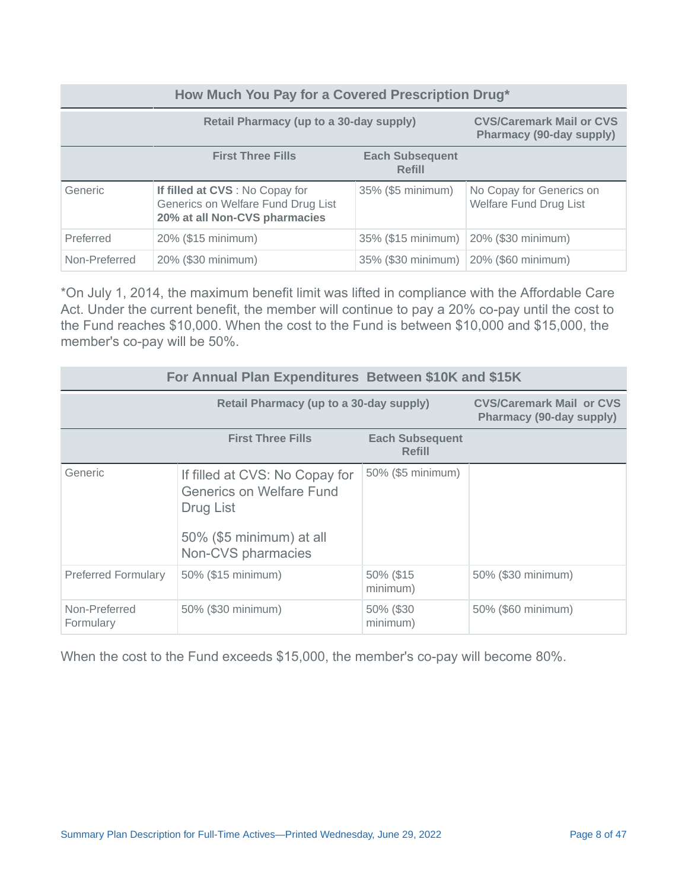| How Much You Pay for a Covered Prescription Drug* | | | |
|---|---|---|---|
| | Retail Pharmacy (up to a 30-day supply) | | CVS/Caremark Mail or CVS Pharmacy (90-day supply) |
| | First Three Fills | Each Subsequent Refill | |
| Generic | **If filled at CVS** : No Copay for Generics on Welfare Fund Drug List **20% at all Non-CVS pharmacies** | 35% ($5 minimum) | No Copay for Generics on Welfare Fund Drug List |
| Preferred | 20% ($15 minimum) | 35% ($15 minimum) | 20% ($30 minimum) |
| Non-Preferred | 20% ($30 minimum) | 35% ($30 minimum) | 20% ($60 minimum) |

*On July 1, 2014, the maximum benefit limit was lifted in compliance with the Affordable Care Act. Under the current benefit, the member will continue to pay a 20% co-pay until the cost to the Fund reaches $10,000. When the cost to the Fund is between $10,000 and $15,000, the member's co-pay will be 50%.

| For Annual Plan Expenditures Between $10K and $15K | | | |
|---|---|---|---|
| | Retail Pharmacy (up to a 30-day supply) | | CVS/Caremark Mail or CVS Pharmacy (90-day supply) |
| | First Three Fills | Each Subsequent Refill | |
| Generic | If filled at CVS: No Copay for Generics on Welfare Fund Drug List<br><br>50% ($5 minimum) at all Non-CVS pharmacies | 50% ($5 minimum) | |
| Preferred Formulary | 50% ($15 minimum) | 50% ($15 minimum) | 50% ($30 minimum) |
| Non-Preferred Formulary | 50% ($30 minimum) | 50% ($30 minimum) | 50% ($60 minimum) |

When the cost to the Fund exceeds $15,000, the member's co-pay will become 80%.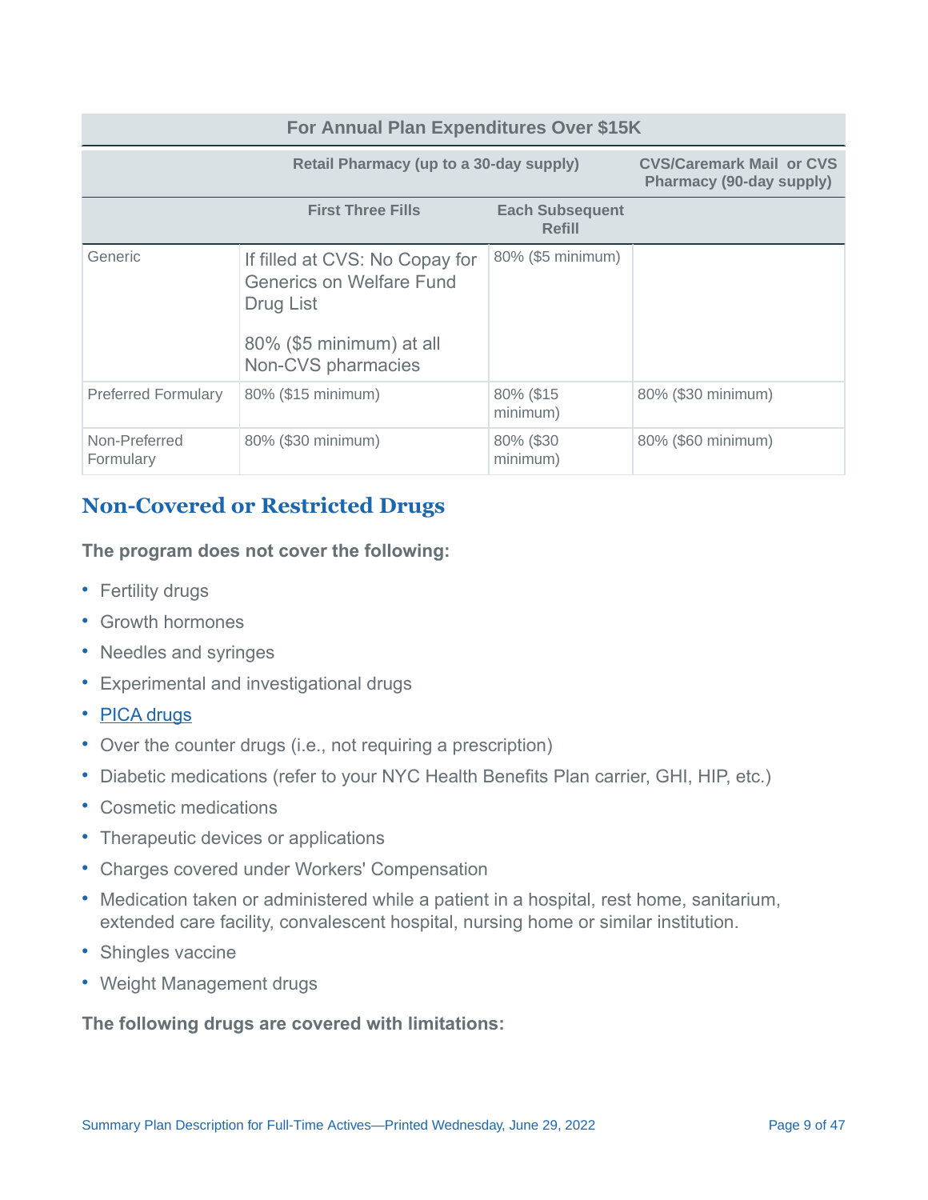| For Annual Plan Expenditures Over $15K | | | |
|---|---|---|---|
| | Retail Pharmacy (up to a 30-day supply) | | CVS/Caremark Mail or CVS Pharmacy (90-day supply) |
| | First Three Fills | Each Subsequent Refill | |
| Generic | If filled at CVS: No Copay for Generics on Welfare Fund Drug List<br><br>80% ($5 minimum) at all Non-CVS pharmacies | 80% ($5 minimum) | |
| Preferred Formulary | 80% ($15 minimum) | 80% ($15 minimum) | 80% ($30 minimum) |
| Non-Preferred Formulary | 80% ($30 minimum) | 80% ($30 minimum) | 80% ($60 minimum) |

## Non-Covered or Restricted Drugs

**The program does not cover the following:**

- Fertility drugs
- Growth hormones
- Needles and syringes
- Experimental and investigational drugs
- PICA drugs
- Over the counter drugs (i.e., not requiring a prescription)
- Diabetic medications (refer to your NYC Health Benefits Plan carrier, GHI, HIP, etc.)
- Cosmetic medications
- Therapeutic devices or applications
- Charges covered under Workers' Compensation
- Medication taken or administered while a patient in a hospital, rest home, sanitarium, extended care facility, convalescent hospital, nursing home or similar institution.
- Shingles vaccine
- Weight Management drugs

**The following drugs are covered with limitations:**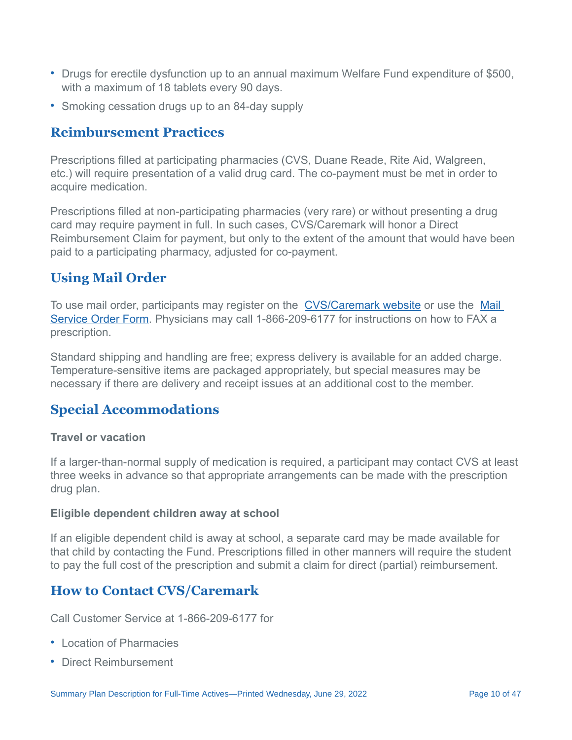- Drugs for erectile dysfunction up to an annual maximum Welfare Fund expenditure of $500, with a maximum of 18 tablets every 90 days.
- Smoking cessation drugs up to an 84-day supply

## Reimbursement Practices

Prescriptions filled at participating pharmacies (CVS, Duane Reade, Rite Aid, Walgreen, etc.) will require presentation of a valid drug card. The co-payment must be met in order to acquire medication.

Prescriptions filled at non-participating pharmacies (very rare) or without presenting a drug card may require payment in full. In such cases, CVS/Caremark will honor a Direct Reimbursement Claim for payment, but only to the extent of the amount that would have been paid to a participating pharmacy, adjusted for co-payment.

## Using Mail Order

To use mail order, participants may register on the [CVS/Caremark website]() or use the [Mail Service Order Form](). Physicians may call 1-866-209-6177 for instructions on how to FAX a prescription.

Standard shipping and handling are free; express delivery is available for an added charge. Temperature-sensitive items are packaged appropriately, but special measures may be necessary if there are delivery and receipt issues at an additional cost to the member.

## Special Accommodations

**Travel or vacation**

If a larger-than-normal supply of medication is required, a participant may contact CVS at least three weeks in advance so that appropriate arrangements can be made with the prescription drug plan.

**Eligible dependent children away at school**

If an eligible dependent child is away at school, a separate card may be made available for that child by contacting the Fund. Prescriptions filled in other manners will require the student to pay the full cost of the prescription and submit a claim for direct (partial) reimbursement.

## How to Contact CVS/Caremark

Call Customer Service at 1-866-209-6177 for

- Location of Pharmacies
- Direct Reimbursement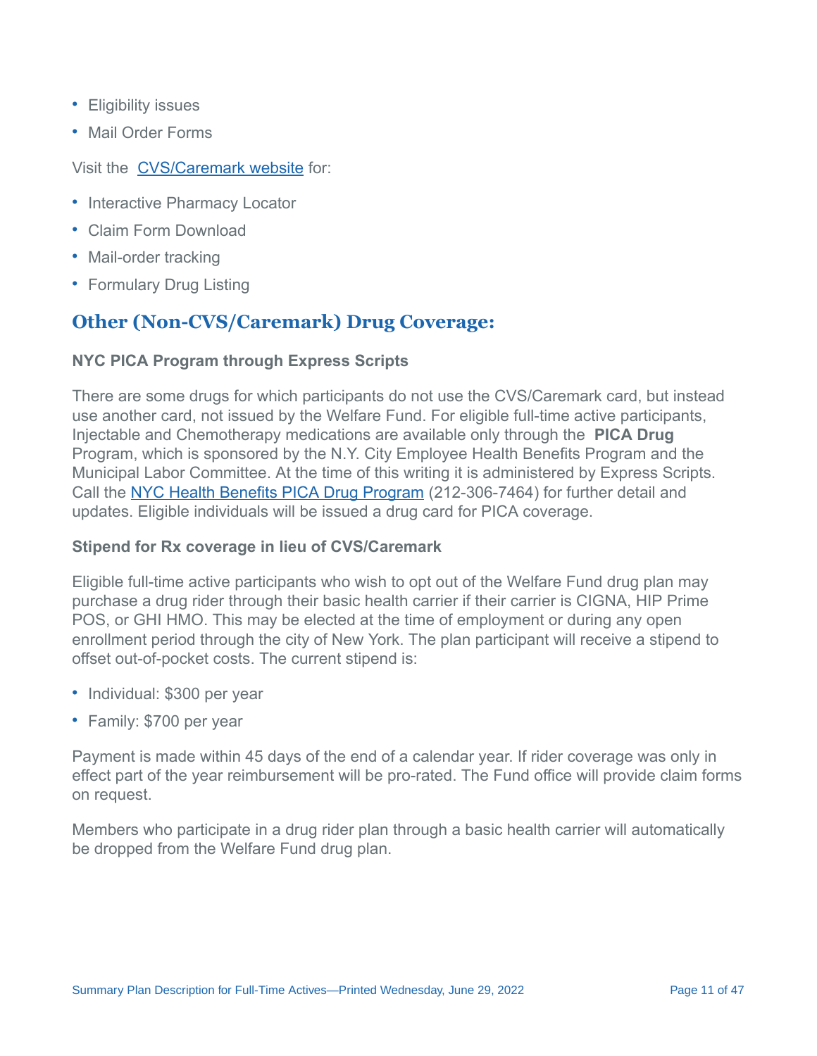- Eligibility issues
- Mail Order Forms

Visit the [CVS/Caremark website](#) for:

- Interactive Pharmacy Locator
- Claim Form Download
- Mail-order tracking
- Formulary Drug Listing

## Other (Non-CVS/Caremark) Drug Coverage:

**NYC PICA Program through Express Scripts**

There are some drugs for which participants do not use the CVS/Caremark card, but instead use another card, not issued by the Welfare Fund. For eligible full-time active participants, Injectable and Chemotherapy medications are available only through the **PICA Drug** Program, which is sponsored by the N.Y. City Employee Health Benefits Program and the Municipal Labor Committee. At the time of this writing it is administered by Express Scripts. Call the [NYC Health Benefits PICA Drug Program](#) (212-306-7464) for further detail and updates. Eligible individuals will be issued a drug card for PICA coverage.

**Stipend for Rx coverage in lieu of CVS/Caremark**

Eligible full-time active participants who wish to opt out of the Welfare Fund drug plan may purchase a drug rider through their basic health carrier if their carrier is CIGNA, HIP Prime POS, or GHI HMO. This may be elected at the time of employment or during any open enrollment period through the city of New York. The plan participant will receive a stipend to offset out-of-pocket costs. The current stipend is:

- Individual: $300 per year
- Family: $700 per year

Payment is made within 45 days of the end of a calendar year. If rider coverage was only in effect part of the year reimbursement will be pro-rated. The Fund office will provide claim forms on request.

Members who participate in a drug rider plan through a basic health carrier will automatically be dropped from the Welfare Fund drug plan.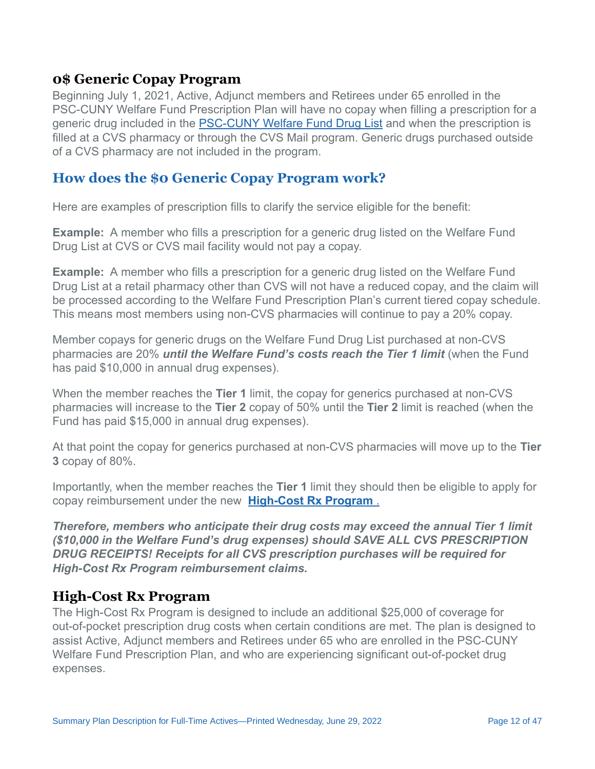## 0$ Generic Copay Program

Beginning July 1, 2021, Active, Adjunct members and Retirees under 65 enrolled in the PSC-CUNY Welfare Fund Prescription Plan will have no copay when filling a prescription for a generic drug included in the [PSC-CUNY Welfare Fund Drug List]() and when the prescription is filled at a CVS pharmacy or through the CVS Mail program. Generic drugs purchased outside of a CVS pharmacy are not included in the program.

## How does the $0 Generic Copay Program work?

Here are examples of prescription fills to clarify the service eligible for the benefit:

**Example:** A member who fills a prescription for a generic drug listed on the Welfare Fund Drug List at CVS or CVS mail facility would not pay a copay.

**Example:** A member who fills a prescription for a generic drug listed on the Welfare Fund Drug List at a retail pharmacy other than CVS will not have a reduced copay, and the claim will be processed according to the Welfare Fund Prescription Plan's current tiered copay schedule. This means most members using non-CVS pharmacies will continue to pay a 20% copay.

Member copays for generic drugs on the Welfare Fund Drug List purchased at non-CVS pharmacies are 20% ***until the Welfare Fund's costs reach the Tier 1 limit*** (when the Fund has paid $10,000 in annual drug expenses).

When the member reaches the **Tier 1** limit, the copay for generics purchased at non-CVS pharmacies will increase to the **Tier 2** copay of 50% until the **Tier 2** limit is reached (when the Fund has paid $15,000 in annual drug expenses).

At that point the copay for generics purchased at non-CVS pharmacies will move up to the **Tier 3** copay of 80%.

Importantly, when the member reaches the **Tier 1** limit they should then be eligible to apply for copay reimbursement under the new **[High-Cost Rx Program .]()**

***Therefore, members who anticipate their drug costs may exceed the annual Tier 1 limit ($10,000 in the Welfare Fund's drug expenses) should SAVE ALL CVS PRESCRIPTION DRUG RECEIPTS! Receipts for all CVS prescription purchases will be required for High-Cost Rx Program reimbursement claims.***

## High-Cost Rx Program

The High-Cost Rx Program is designed to include an additional $25,000 of coverage for out-of-pocket prescription drug costs when certain conditions are met. The plan is designed to assist Active, Adjunct members and Retirees under 65 who are enrolled in the PSC-CUNY Welfare Fund Prescription Plan, and who are experiencing significant out-of-pocket drug expenses.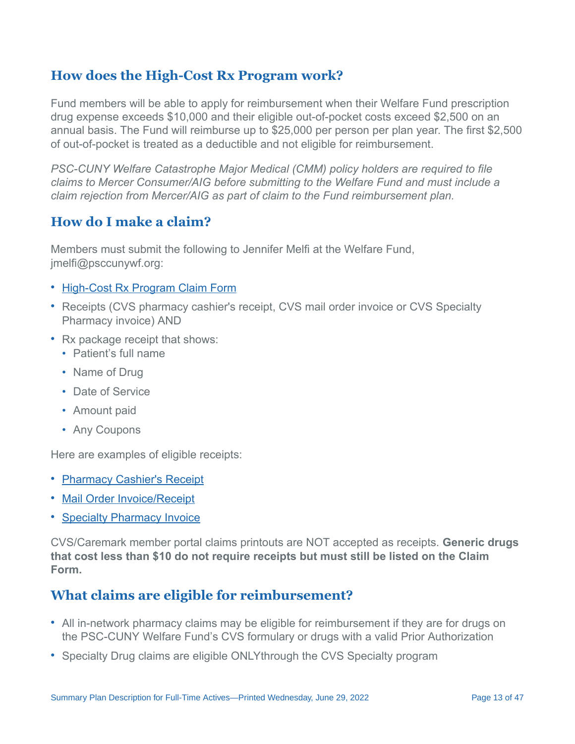## How does the High-Cost Rx Program work?

Fund members will be able to apply for reimbursement when their Welfare Fund prescription drug expense exceeds $10,000 and their eligible out-of-pocket costs exceed $2,500 on an annual basis. The Fund will reimburse up to $25,000 per person per plan year. The first $2,500 of out-of-pocket is treated as a deductible and not eligible for reimbursement.

*PSC-CUNY Welfare Catastrophe Major Medical (CMM) policy holders are required to file claims to Mercer Consumer/AIG before submitting to the Welfare Fund and must include a claim rejection from Mercer/AIG as part of claim to the Fund reimbursement plan.*

## How do I make a claim?

Members must submit the following to Jennifer Melfi at the Welfare Fund, jmelfi@psccunywf.org:

- High-Cost Rx Program Claim Form
- Receipts (CVS pharmacy cashier's receipt, CVS mail order invoice or CVS Specialty Pharmacy invoice) AND
- Rx package receipt that shows:
  - Patient's full name
  - Name of Drug
  - Date of Service
  - Amount paid
  - Any Coupons

Here are examples of eligible receipts:

- Pharmacy Cashier's Receipt
- Mail Order Invoice/Receipt
- Specialty Pharmacy Invoice

CVS/Caremark member portal claims printouts are NOT accepted as receipts. **Generic drugs that cost less than $10 do not require receipts but must still be listed on the Claim Form.**

## What claims are eligible for reimbursement?

- All in-network pharmacy claims may be eligible for reimbursement if they are for drugs on the PSC-CUNY Welfare Fund's CVS formulary or drugs with a valid Prior Authorization
- Specialty Drug claims are eligible ONLYthrough the CVS Specialty program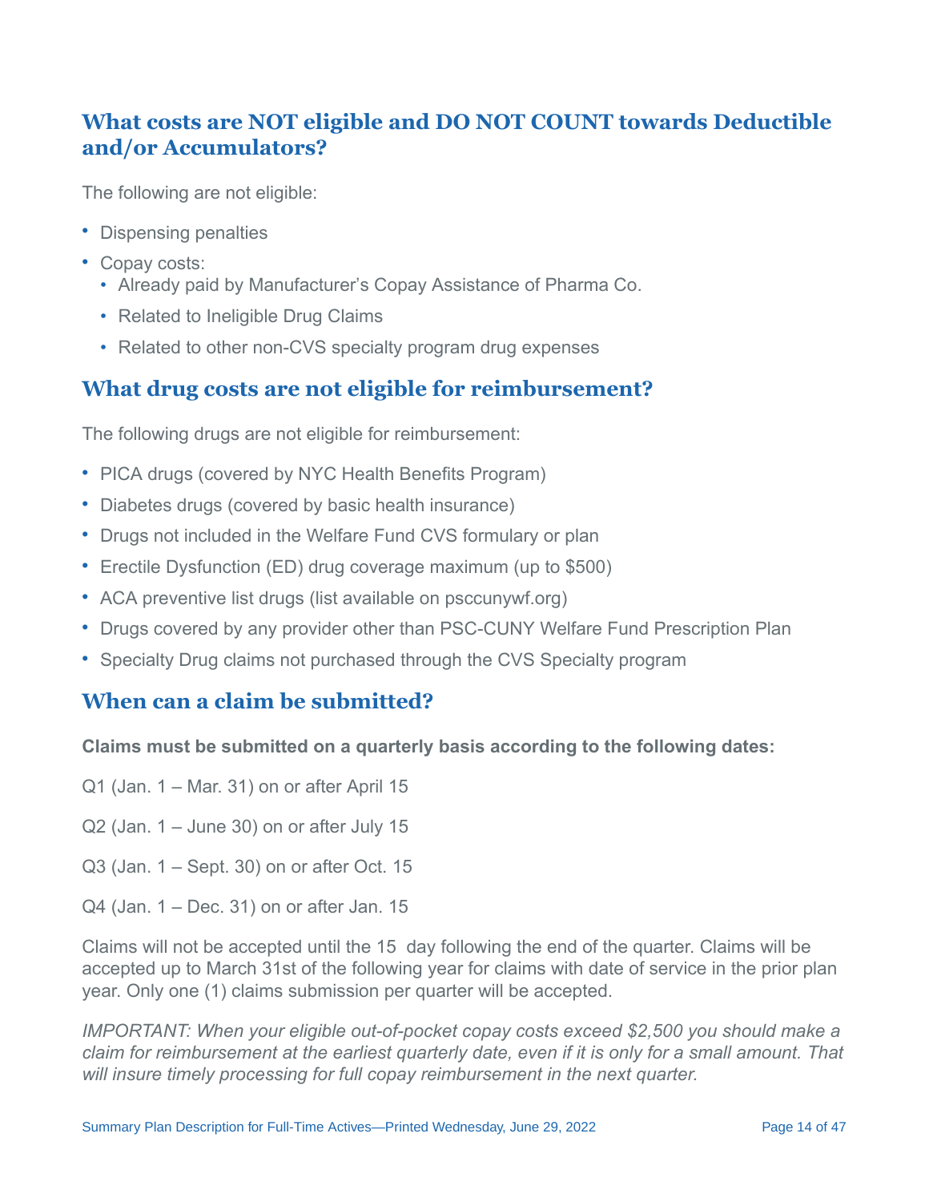## What costs are NOT eligible and DO NOT COUNT towards Deductible and/or Accumulators?

The following are not eligible:

- Dispensing penalties
- Copay costs:
  - Already paid by Manufacturer's Copay Assistance of Pharma Co.
  - Related to Ineligible Drug Claims
  - Related to other non-CVS specialty program drug expenses

## What drug costs are not eligible for reimbursement?

The following drugs are not eligible for reimbursement:

- PICA drugs (covered by NYC Health Benefits Program)
- Diabetes drugs (covered by basic health insurance)
- Drugs not included in the Welfare Fund CVS formulary or plan
- Erectile Dysfunction (ED) drug coverage maximum (up to $500)
- ACA preventive list drugs (list available on psccunywf.org)
- Drugs covered by any provider other than PSC-CUNY Welfare Fund Prescription Plan
- Specialty Drug claims not purchased through the CVS Specialty program

## When can a claim be submitted?

**Claims must be submitted on a quarterly basis according to the following dates:**

Q1 (Jan. 1 – Mar. 31) on or after April 15

Q2 (Jan. 1 – June 30) on or after July 15

Q3 (Jan. 1 – Sept. 30) on or after Oct. 15

Q4 (Jan. 1 – Dec. 31) on or after Jan. 15

Claims will not be accepted until the 15 day following the end of the quarter. Claims will be accepted up to March 31st of the following year for claims with date of service in the prior plan year. Only one (1) claims submission per quarter will be accepted.

*IMPORTANT: When your eligible out-of-pocket copay costs exceed $2,500 you should make a claim for reimbursement at the earliest quarterly date, even if it is only for a small amount. That will insure timely processing for full copay reimbursement in the next quarter.*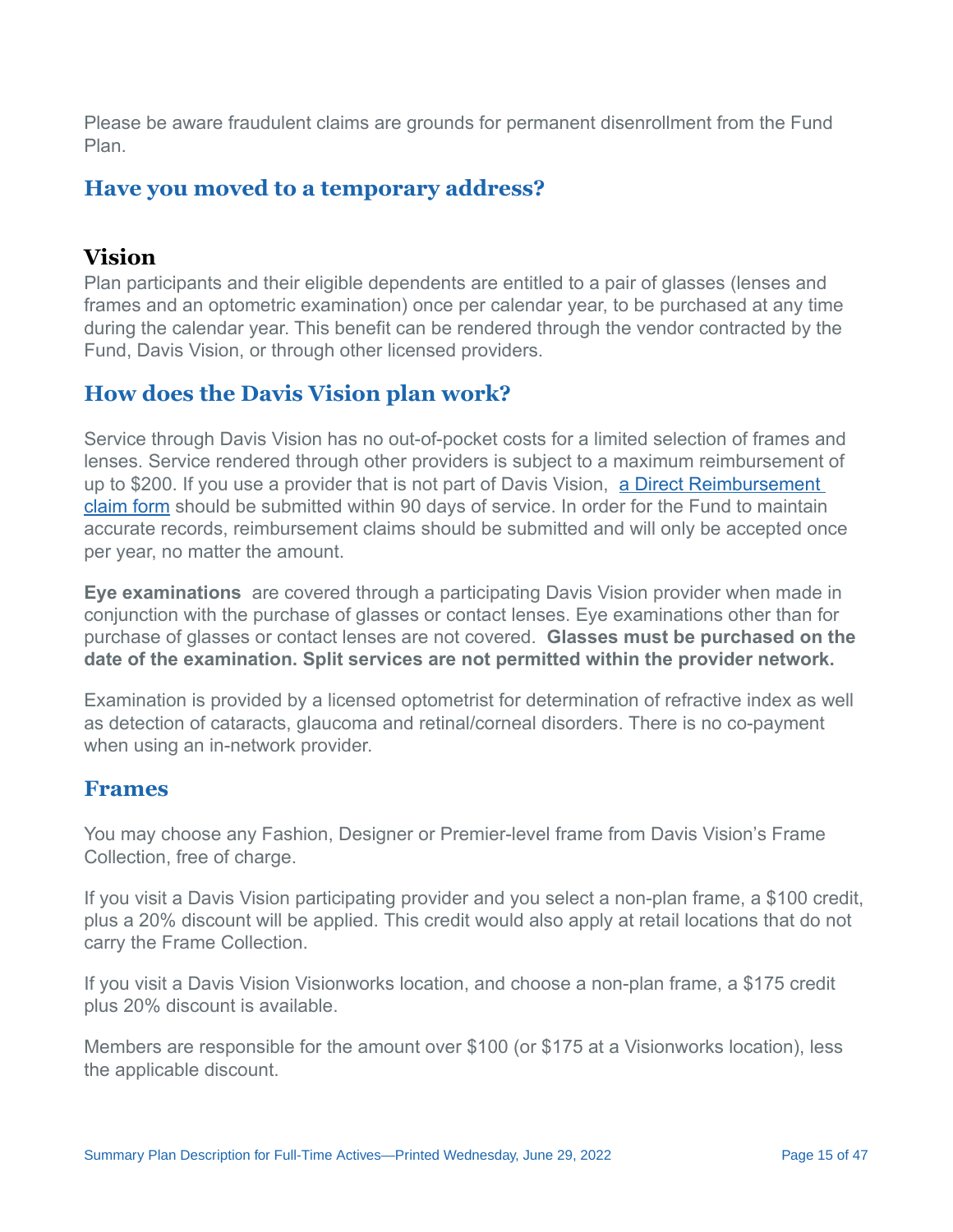Please be aware fraudulent claims are grounds for permanent disenrollment from the Fund Plan.

## Have you moved to a temporary address?

# Vision

Plan participants and their eligible dependents are entitled to a pair of glasses (lenses and frames and an optometric examination) once per calendar year, to be purchased at any time during the calendar year. This benefit can be rendered through the vendor contracted by the Fund, Davis Vision, or through other licensed providers.

## How does the Davis Vision plan work?

Service through Davis Vision has no out-of-pocket costs for a limited selection of frames and lenses. Service rendered through other providers is subject to a maximum reimbursement of up to $200. If you use a provider that is not part of Davis Vision, a Direct Reimbursement claim form should be submitted within 90 days of service. In order for the Fund to maintain accurate records, reimbursement claims should be submitted and will only be accepted once per year, no matter the amount.

**Eye examinations** are covered through a participating Davis Vision provider when made in conjunction with the purchase of glasses or contact lenses. Eye examinations other than for purchase of glasses or contact lenses are not covered. **Glasses must be purchased on the date of the examination. Split services are not permitted within the provider network.**

Examination is provided by a licensed optometrist for determination of refractive index as well as detection of cataracts, glaucoma and retinal/corneal disorders. There is no co-payment when using an in-network provider.

## Frames

You may choose any Fashion, Designer or Premier-level frame from Davis Vision's Frame Collection, free of charge.

If you visit a Davis Vision participating provider and you select a non-plan frame, a $100 credit, plus a 20% discount will be applied. This credit would also apply at retail locations that do not carry the Frame Collection.

If you visit a Davis Vision Visionworks location, and choose a non-plan frame, a $175 credit plus 20% discount is available.

Members are responsible for the amount over $100 (or $175 at a Visionworks location), less the applicable discount.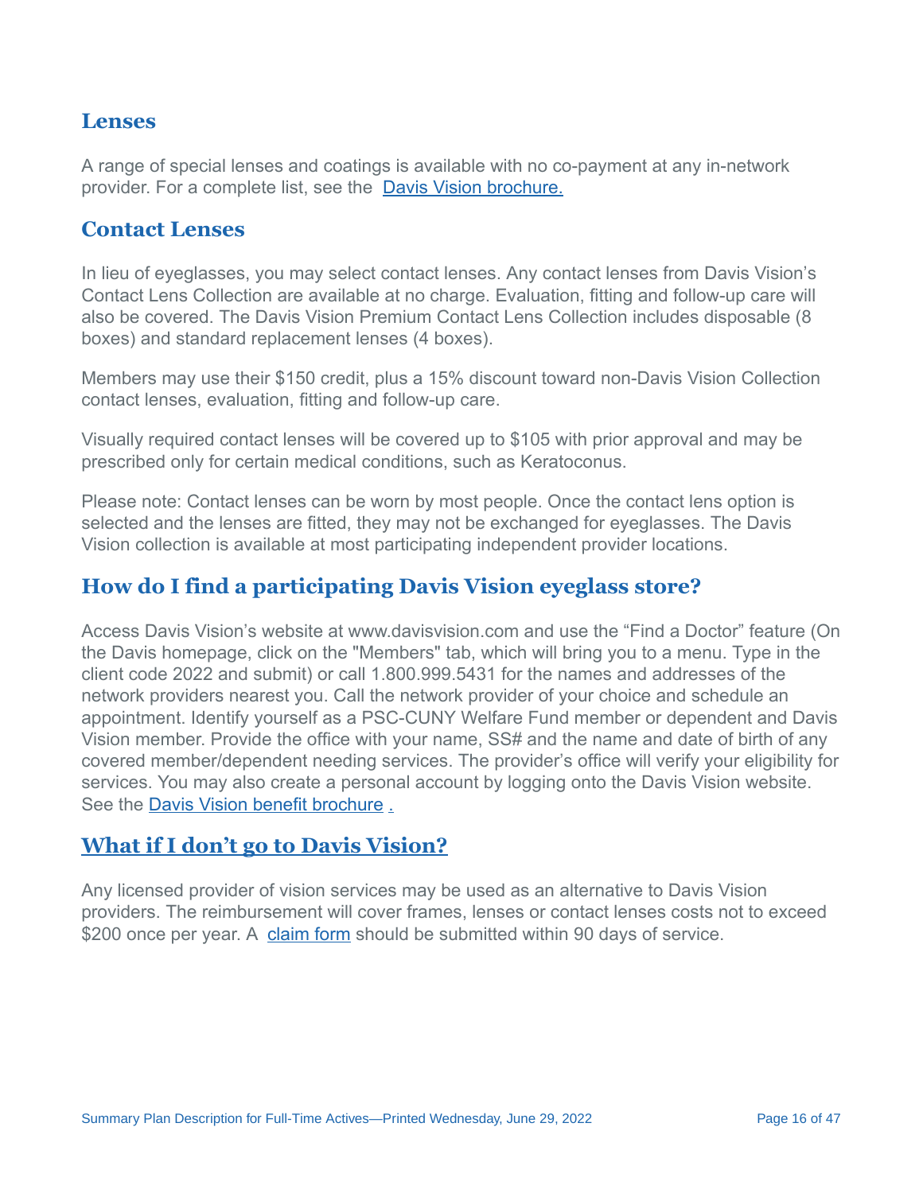## Lenses

A range of special lenses and coatings is available with no co-payment at any in-network provider. For a complete list, see the [Davis Vision brochure.]

## Contact Lenses

In lieu of eyeglasses, you may select contact lenses. Any contact lenses from Davis Vision's Contact Lens Collection are available at no charge. Evaluation, fitting and follow-up care will also be covered. The Davis Vision Premium Contact Lens Collection includes disposable (8 boxes) and standard replacement lenses (4 boxes).

Members may use their $150 credit, plus a 15% discount toward non-Davis Vision Collection contact lenses, evaluation, fitting and follow-up care.

Visually required contact lenses will be covered up to $105 with prior approval and may be prescribed only for certain medical conditions, such as Keratoconus.

Please note: Contact lenses can be worn by most people. Once the contact lens option is selected and the lenses are fitted, they may not be exchanged for eyeglasses. The Davis Vision collection is available at most participating independent provider locations.

## How do I find a participating Davis Vision eyeglass store?

Access Davis Vision's website at www.davisvision.com and use the "Find a Doctor" feature (On the Davis homepage, click on the "Members" tab, which will bring you to a menu. Type in the client code 2022 and submit) or call 1.800.999.5431 for the names and addresses of the network providers nearest you. Call the network provider of your choice and schedule an appointment. Identify yourself as a PSC-CUNY Welfare Fund member or dependent and Davis Vision member. Provide the office with your name, SS# and the name and date of birth of any covered member/dependent needing services. The provider's office will verify your eligibility for services. You may also create a personal account by logging onto the Davis Vision website. See the Davis Vision benefit brochure .

## What if I don't go to Davis Vision?

Any licensed provider of vision services may be used as an alternative to Davis Vision providers. The reimbursement will cover frames, lenses or contact lenses costs not to exceed $200 once per year. A claim form should be submitted within 90 days of service.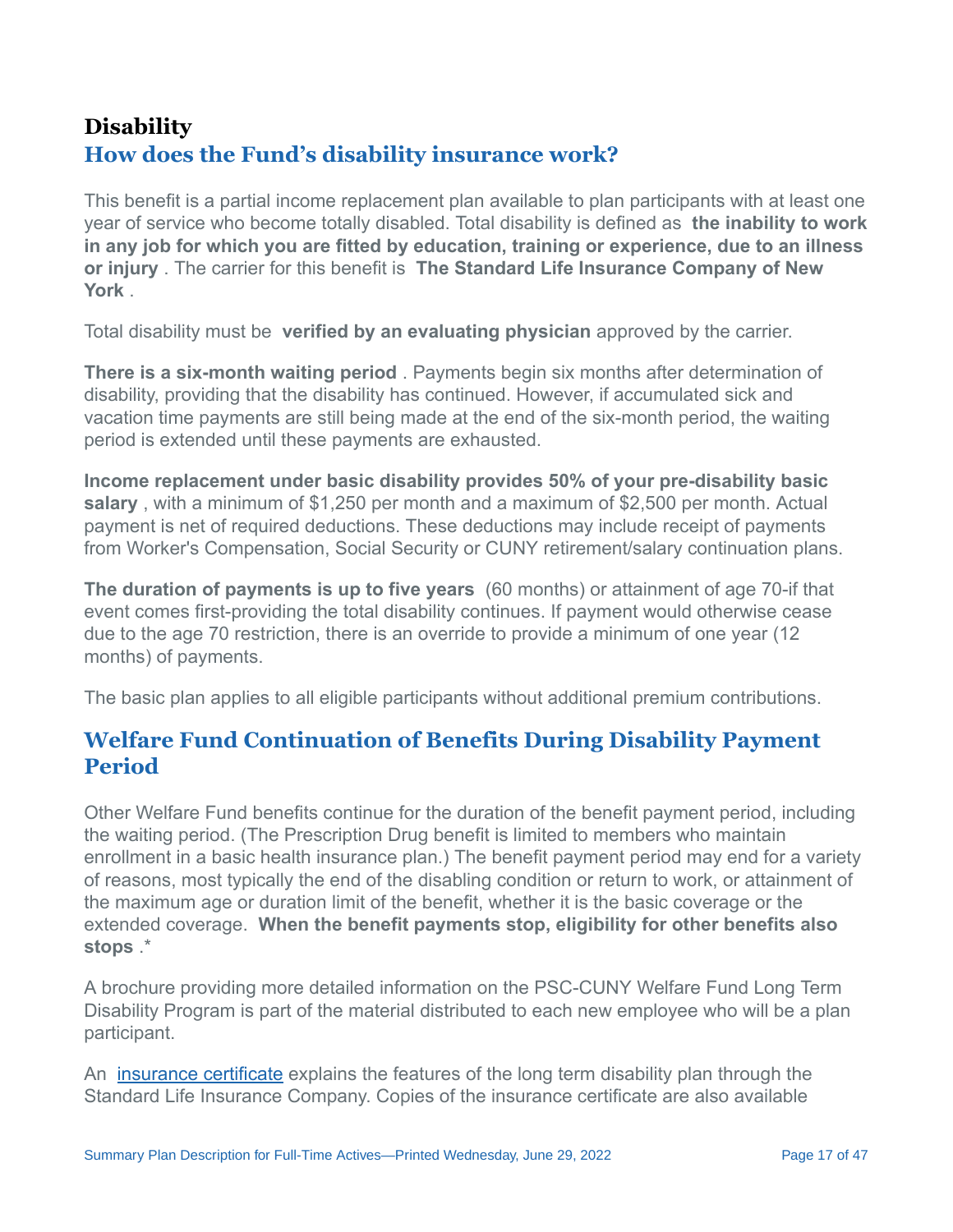## Disability

### How does the Fund's disability insurance work?

This benefit is a partial income replacement plan available to plan participants with at least one year of service who become totally disabled. Total disability is defined as **the inability to work in any job for which you are fitted by education, training or experience, due to an illness or injury**. The carrier for this benefit is **The Standard Life Insurance Company of New York**.

Total disability must be **verified by an evaluating physician** approved by the carrier.

**There is a six-month waiting period**. Payments begin six months after determination of disability, providing that the disability has continued. However, if accumulated sick and vacation time payments are still being made at the end of the six-month period, the waiting period is extended until these payments are exhausted.

**Income replacement under basic disability provides 50% of your pre-disability basic salary**, with a minimum of $1,250 per month and a maximum of $2,500 per month. Actual payment is net of required deductions. These deductions may include receipt of payments from Worker's Compensation, Social Security or CUNY retirement/salary continuation plans.

**The duration of payments is up to five years** (60 months) or attainment of age 70-if that event comes first-providing the total disability continues. If payment would otherwise cease due to the age 70 restriction, there is an override to provide a minimum of one year (12 months) of payments.

The basic plan applies to all eligible participants without additional premium contributions.

### Welfare Fund Continuation of Benefits During Disability Payment Period

Other Welfare Fund benefits continue for the duration of the benefit payment period, including the waiting period. (The Prescription Drug benefit is limited to members who maintain enrollment in a basic health insurance plan.) The benefit payment period may end for a variety of reasons, most typically the end of the disabling condition or return to work, or attainment of the maximum age or duration limit of the benefit, whether it is the basic coverage or the extended coverage. **When the benefit payments stop, eligibility for other benefits also stops**.*

A brochure providing more detailed information on the PSC-CUNY Welfare Fund Long Term Disability Program is part of the material distributed to each new employee who will be a plan participant.

An insurance certificate explains the features of the long term disability plan through the Standard Life Insurance Company. Copies of the insurance certificate are also available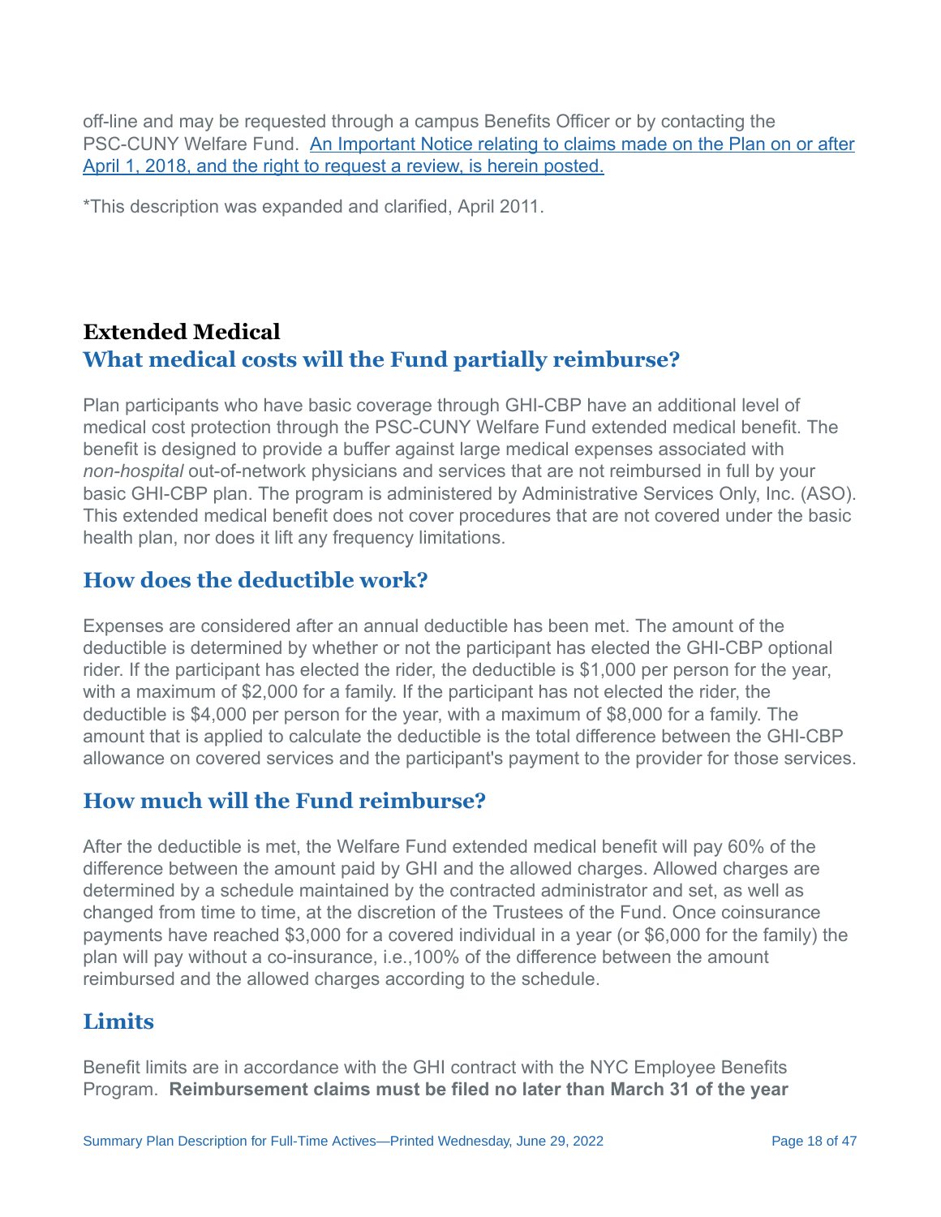off-line and may be requested through a campus Benefits Officer or by contacting the PSC-CUNY Welfare Fund. An Important Notice relating to claims made on the Plan on or after April 1, 2018, and the right to request a review, is herein posted.

*This description was expanded and clarified, April 2011.

## Extended Medical

### What medical costs will the Fund partially reimburse?

Plan participants who have basic coverage through GHI-CBP have an additional level of medical cost protection through the PSC-CUNY Welfare Fund extended medical benefit. The benefit is designed to provide a buffer against large medical expenses associated with *non-hospital* out-of-network physicians and services that are not reimbursed in full by your basic GHI-CBP plan. The program is administered by Administrative Services Only, Inc. (ASO). This extended medical benefit does not cover procedures that are not covered under the basic health plan, nor does it lift any frequency limitations.

### How does the deductible work?

Expenses are considered after an annual deductible has been met. The amount of the deductible is determined by whether or not the participant has elected the GHI-CBP optional rider. If the participant has elected the rider, the deductible is $1,000 per person for the year, with a maximum of $2,000 for a family. If the participant has not elected the rider, the deductible is $4,000 per person for the year, with a maximum of $8,000 for a family. The amount that is applied to calculate the deductible is the total difference between the GHI-CBP allowance on covered services and the participant's payment to the provider for those services.

### How much will the Fund reimburse?

After the deductible is met, the Welfare Fund extended medical benefit will pay 60% of the difference between the amount paid by GHI and the allowed charges. Allowed charges are determined by a schedule maintained by the contracted administrator and set, as well as changed from time to time, at the discretion of the Trustees of the Fund. Once coinsurance payments have reached $3,000 for a covered individual in a year (or $6,000 for the family) the plan will pay without a co-insurance, i.e.,100% of the difference between the amount reimbursed and the allowed charges according to the schedule.

### Limits

Benefit limits are in accordance with the GHI contract with the NYC Employee Benefits Program. **Reimbursement claims must be filed no later than March 31 of the year**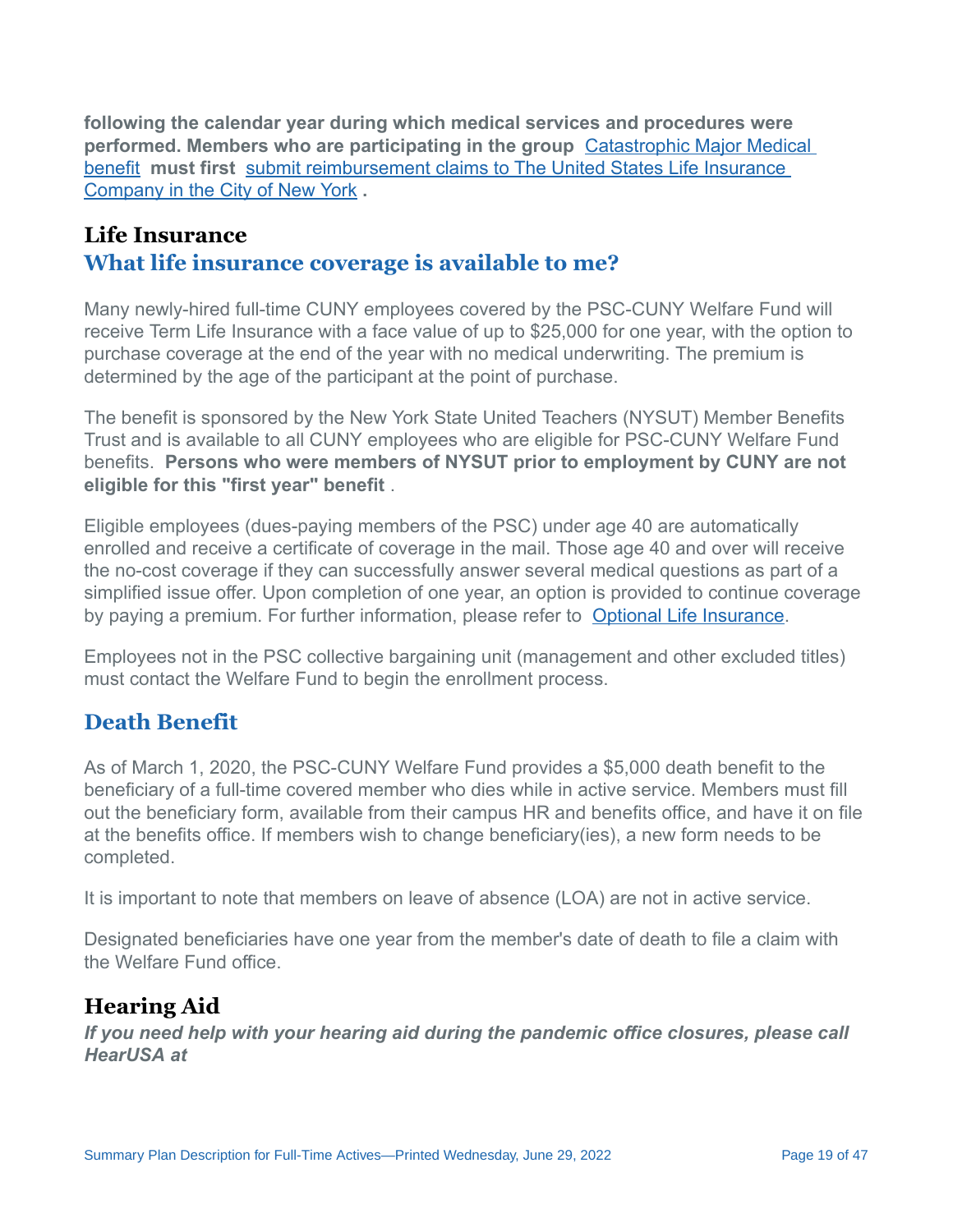**following the calendar year during which medical services and procedures were performed. Members who are participating in the group** Catastrophic Major Medical benefit **must first** submit reimbursement claims to The United States Life Insurance Company in the City of New York **.**

## Life Insurance

### What life insurance coverage is available to me?

Many newly-hired full-time CUNY employees covered by the PSC-CUNY Welfare Fund will receive Term Life Insurance with a face value of up to $25,000 for one year, with the option to purchase coverage at the end of the year with no medical underwriting. The premium is determined by the age of the participant at the point of purchase.

The benefit is sponsored by the New York State United Teachers (NYSUT) Member Benefits Trust and is available to all CUNY employees who are eligible for PSC-CUNY Welfare Fund benefits. **Persons who were members of NYSUT prior to employment by CUNY are not eligible for this "first year" benefit** .

Eligible employees (dues-paying members of the PSC) under age 40 are automatically enrolled and receive a certificate of coverage in the mail. Those age 40 and over will receive the no-cost coverage if they can successfully answer several medical questions as part of a simplified issue offer. Upon completion of one year, an option is provided to continue coverage by paying a premium. For further information, please refer to Optional Life Insurance.

Employees not in the PSC collective bargaining unit (management and other excluded titles) must contact the Welfare Fund to begin the enrollment process.

### Death Benefit

As of March 1, 2020, the PSC-CUNY Welfare Fund provides a $5,000 death benefit to the beneficiary of a full-time covered member who dies while in active service. Members must fill out the beneficiary form, available from their campus HR and benefits office, and have it on file at the benefits office. If members wish to change beneficiary(ies), a new form needs to be completed.

It is important to note that members on leave of absence (LOA) are not in active service.

Designated beneficiaries have one year from the member's date of death to file a claim with the Welfare Fund office.

## Hearing Aid

***If you need help with your hearing aid during the pandemic office closures, please call HearUSA at***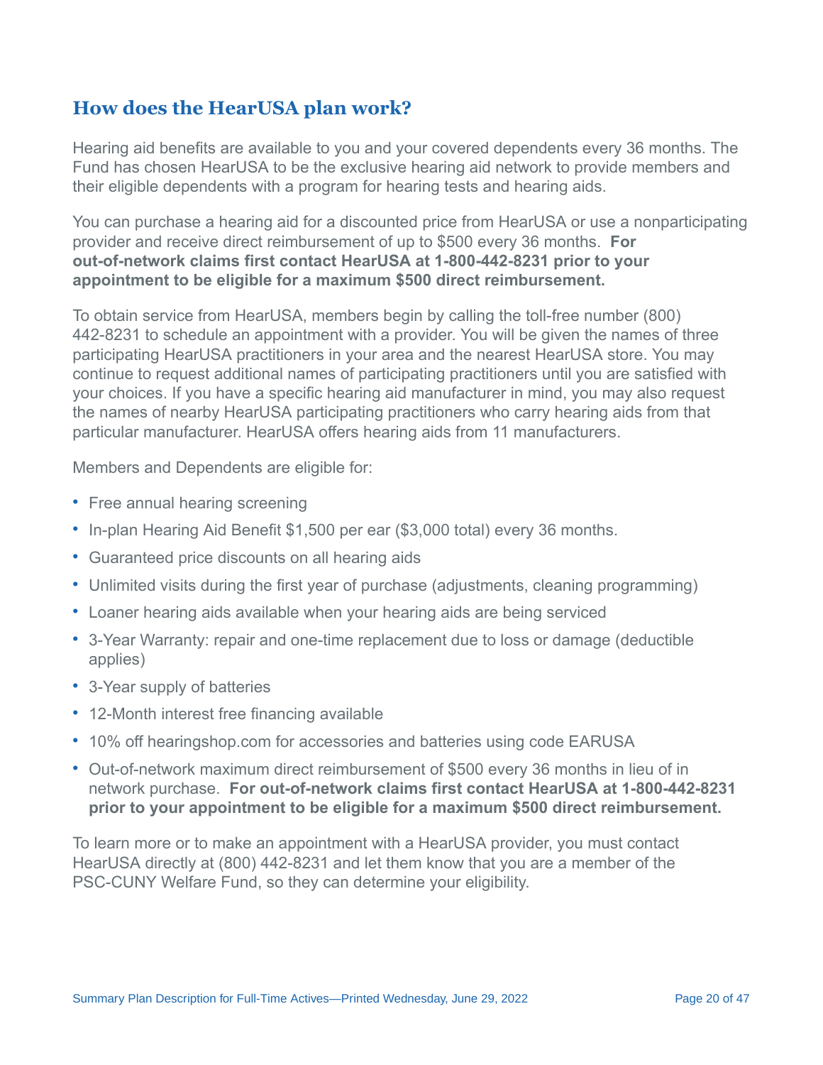## How does the HearUSA plan work?

Hearing aid benefits are available to you and your covered dependents every 36 months. The Fund has chosen HearUSA to be the exclusive hearing aid network to provide members and their eligible dependents with a program for hearing tests and hearing aids.

You can purchase a hearing aid for a discounted price from HearUSA or use a nonparticipating provider and receive direct reimbursement of up to $500 every 36 months. **For out-of-network claims first contact HearUSA at 1-800-442-8231 prior to your appointment to be eligible for a maximum $500 direct reimbursement.**

To obtain service from HearUSA, members begin by calling the toll-free number (800) 442-8231 to schedule an appointment with a provider. You will be given the names of three participating HearUSA practitioners in your area and the nearest HearUSA store. You may continue to request additional names of participating practitioners until you are satisfied with your choices. If you have a specific hearing aid manufacturer in mind, you may also request the names of nearby HearUSA participating practitioners who carry hearing aids from that particular manufacturer. HearUSA offers hearing aids from 11 manufacturers.

Members and Dependents are eligible for:

- Free annual hearing screening
- In-plan Hearing Aid Benefit $1,500 per ear ($3,000 total) every 36 months.
- Guaranteed price discounts on all hearing aids
- Unlimited visits during the first year of purchase (adjustments, cleaning programming)
- Loaner hearing aids available when your hearing aids are being serviced
- 3-Year Warranty: repair and one-time replacement due to loss or damage (deductible applies)
- 3-Year supply of batteries
- 12-Month interest free financing available
- 10% off hearingshop.com for accessories and batteries using code EARUSA
- Out-of-network maximum direct reimbursement of $500 every 36 months in lieu of in network purchase. **For out-of-network claims first contact HearUSA at 1-800-442-8231 prior to your appointment to be eligible for a maximum $500 direct reimbursement.**

To learn more or to make an appointment with a HearUSA provider, you must contact HearUSA directly at (800) 442-8231 and let them know that you are a member of the PSC-CUNY Welfare Fund, so they can determine your eligibility.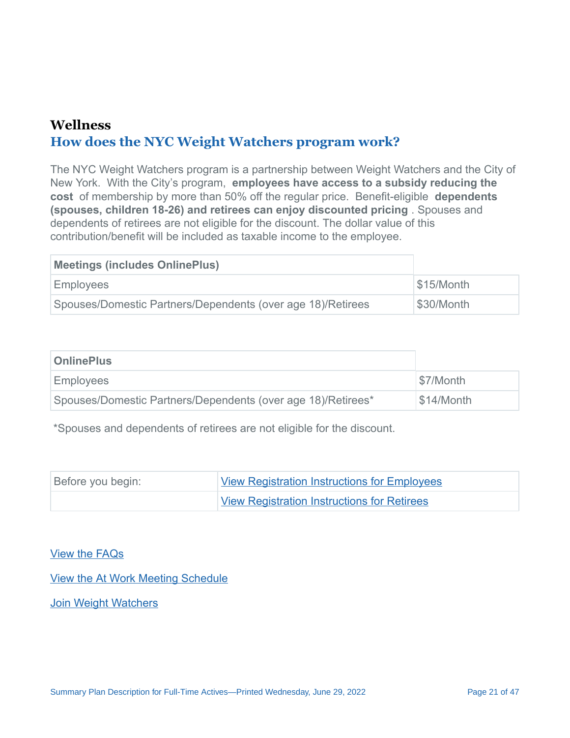## Wellness

### How does the NYC Weight Watchers program work?

The NYC Weight Watchers program is a partnership between Weight Watchers and the City of New York. With the City's program, **employees have access to a subsidy reducing the cost** of membership by more than 50% off the regular price. Benefit-eligible **dependents (spouses, children 18-26) and retirees can enjoy discounted pricing**. Spouses and dependents of retirees are not eligible for the discount. The dollar value of this contribution/benefit will be included as taxable income to the employee.

| **Meetings (includes OnlinePlus)** | |
|---|---|
| Employees | $15/Month |
| Spouses/Domestic Partners/Dependents (over age 18)/Retirees | $30/Month |

| **OnlinePlus** | |
|---|---|
| Employees | $7/Month |
| Spouses/Domestic Partners/Dependents (over age 18)/Retirees* | $14/Month |

*Spouses and dependents of retirees are not eligible for the discount.

| Before you begin: | View Registration Instructions for Employees |
|---|---|
| | View Registration Instructions for Retirees |

View the FAQs

View the At Work Meeting Schedule

Join Weight Watchers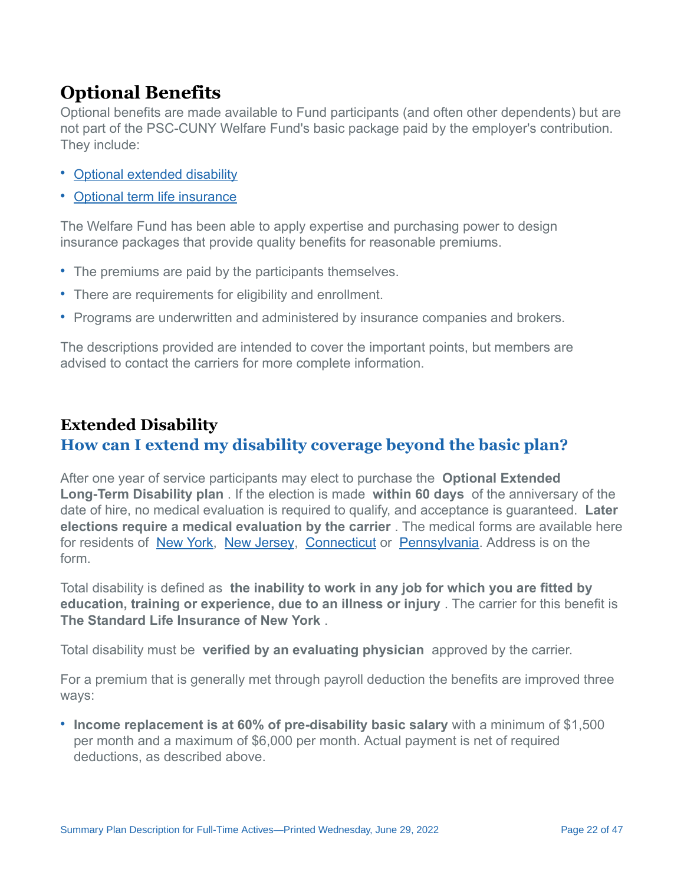# Optional Benefits

Optional benefits are made available to Fund participants (and often other dependents) but are not part of the PSC-CUNY Welfare Fund's basic package paid by the employer's contribution. They include:

- Optional extended disability
- Optional term life insurance

The Welfare Fund has been able to apply expertise and purchasing power to design insurance packages that provide quality benefits for reasonable premiums.

- The premiums are paid by the participants themselves.
- There are requirements for eligibility and enrollment.
- Programs are underwritten and administered by insurance companies and brokers.

The descriptions provided are intended to cover the important points, but members are advised to contact the carriers for more complete information.

## Extended Disability

### How can I extend my disability coverage beyond the basic plan?

After one year of service participants may elect to purchase the **Optional Extended Long-Term Disability plan**. If the election is made **within 60 days** of the anniversary of the date of hire, no medical evaluation is required to qualify, and acceptance is guaranteed. **Later elections require a medical evaluation by the carrier**. The medical forms are available here for residents of New York, New Jersey, Connecticut or Pennsylvania. Address is on the form.

Total disability is defined as **the inability to work in any job for which you are fitted by education, training or experience, due to an illness or injury**. The carrier for this benefit is **The Standard Life Insurance of New York**.

Total disability must be **verified by an evaluating physician** approved by the carrier.

For a premium that is generally met through payroll deduction the benefits are improved three ways:

- **Income replacement is at 60% of pre-disability basic salary** with a minimum of $1,500 per month and a maximum of $6,000 per month. Actual payment is net of required deductions, as described above.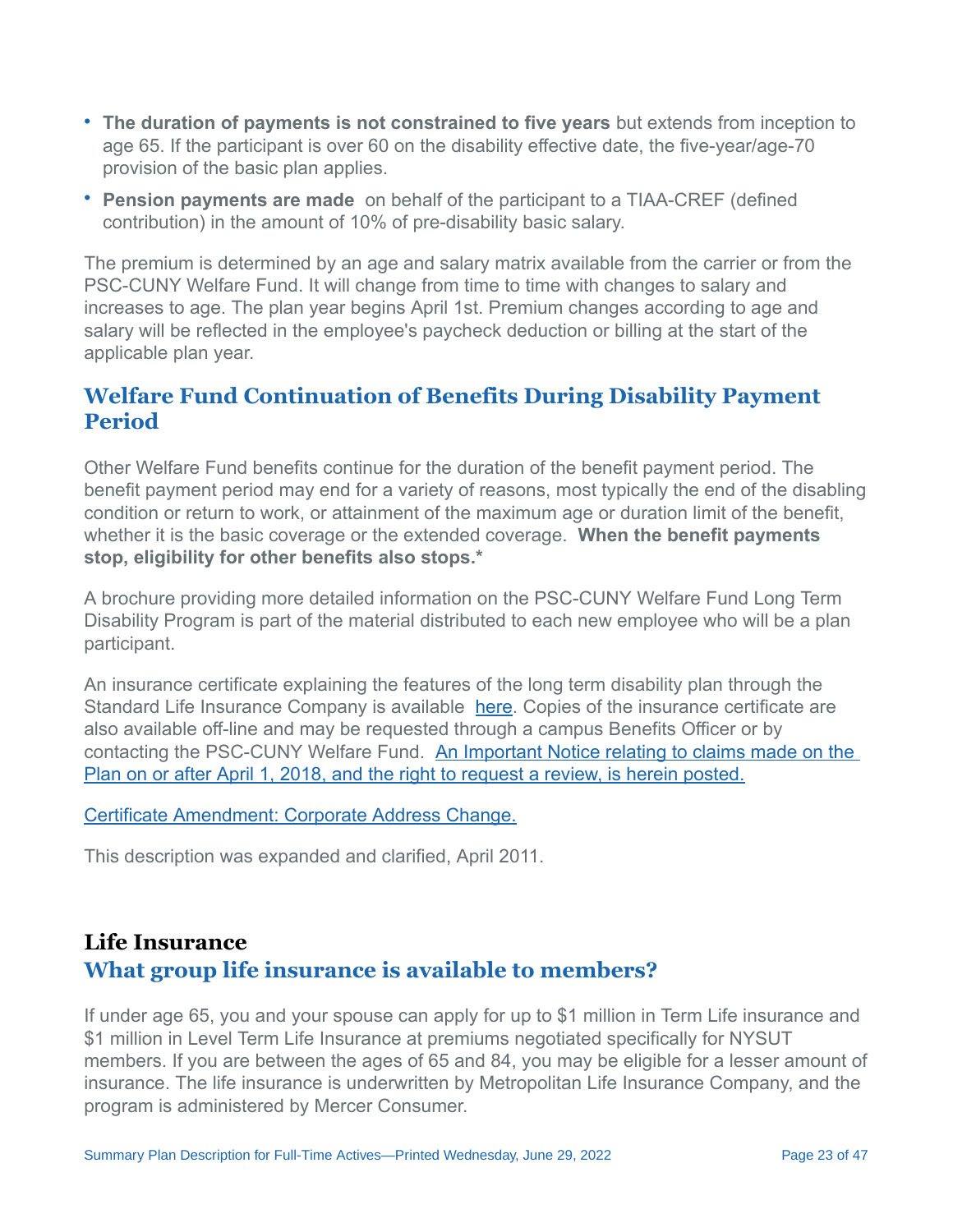- **The duration of payments is not constrained to five years** but extends from inception to age 65. If the participant is over 60 on the disability effective date, the five-year/age-70 provision of the basic plan applies.
- **Pension payments are made** on behalf of the participant to a TIAA-CREF (defined contribution) in the amount of 10% of pre-disability basic salary.

The premium is determined by an age and salary matrix available from the carrier or from the PSC-CUNY Welfare Fund. It will change from time to time with changes to salary and increases to age. The plan year begins April 1st. Premium changes according to age and salary will be reflected in the employee's paycheck deduction or billing at the start of the applicable plan year.

## Welfare Fund Continuation of Benefits During Disability Payment Period

Other Welfare Fund benefits continue for the duration of the benefit payment period. The benefit payment period may end for a variety of reasons, most typically the end of the disabling condition or return to work, or attainment of the maximum age or duration limit of the benefit, whether it is the basic coverage or the extended coverage. **When the benefit payments stop, eligibility for other benefits also stops.***

A brochure providing more detailed information on the PSC-CUNY Welfare Fund Long Term Disability Program is part of the material distributed to each new employee who will be a plan participant.

An insurance certificate explaining the features of the long term disability plan through the Standard Life Insurance Company is available here. Copies of the insurance certificate are also available off-line and may be requested through a campus Benefits Officer or by contacting the PSC-CUNY Welfare Fund. An Important Notice relating to claims made on the Plan on or after April 1, 2018, and the right to request a review, is herein posted.

Certificate Amendment: Corporate Address Change.

This description was expanded and clarified, April 2011.

# Life Insurance

## What group life insurance is available to members?

If under age 65, you and your spouse can apply for up to $1 million in Term Life insurance and $1 million in Level Term Life Insurance at premiums negotiated specifically for NYSUT members. If you are between the ages of 65 and 84, you may be eligible for a lesser amount of insurance. The life insurance is underwritten by Metropolitan Life Insurance Company, and the program is administered by Mercer Consumer.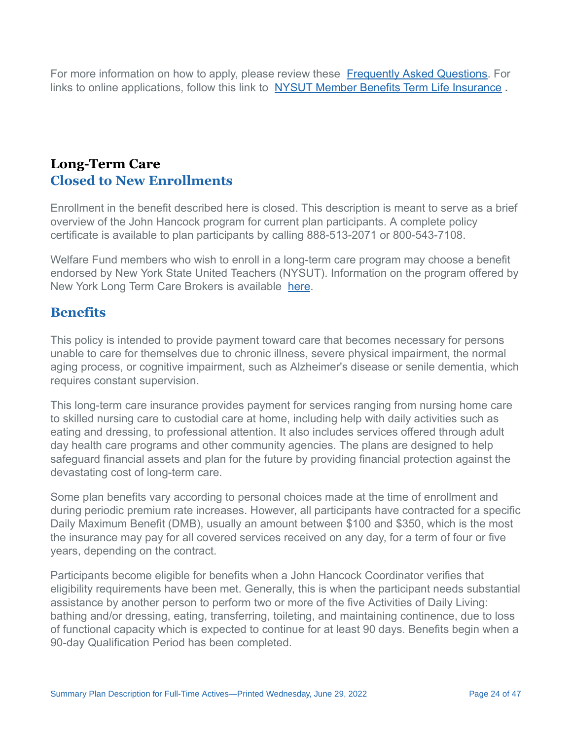For more information on how to apply, please review these Frequently Asked Questions. For links to online applications, follow this link to NYSUT Member Benefits Term Life Insurance .

## Long-Term Care

## Closed to New Enrollments

Enrollment in the benefit described here is closed. This description is meant to serve as a brief overview of the John Hancock program for current plan participants. A complete policy certificate is available to plan participants by calling 888-513-2071 or 800-543-7108.

Welfare Fund members who wish to enroll in a long-term care program may choose a benefit endorsed by New York State United Teachers (NYSUT). Information on the program offered by New York Long Term Care Brokers is available here.

### Benefits

This policy is intended to provide payment toward care that becomes necessary for persons unable to care for themselves due to chronic illness, severe physical impairment, the normal aging process, or cognitive impairment, such as Alzheimer's disease or senile dementia, which requires constant supervision.

This long-term care insurance provides payment for services ranging from nursing home care to skilled nursing care to custodial care at home, including help with daily activities such as eating and dressing, to professional attention. It also includes services offered through adult day health care programs and other community agencies. The plans are designed to help safeguard financial assets and plan for the future by providing financial protection against the devastating cost of long-term care.

Some plan benefits vary according to personal choices made at the time of enrollment and during periodic premium rate increases. However, all participants have contracted for a specific Daily Maximum Benefit (DMB), usually an amount between $100 and $350, which is the most the insurance may pay for all covered services received on any day, for a term of four or five years, depending on the contract.

Participants become eligible for benefits when a John Hancock Coordinator verifies that eligibility requirements have been met. Generally, this is when the participant needs substantial assistance by another person to perform two or more of the five Activities of Daily Living: bathing and/or dressing, eating, transferring, toileting, and maintaining continence, due to loss of functional capacity which is expected to continue for at least 90 days. Benefits begin when a 90-day Qualification Period has been completed.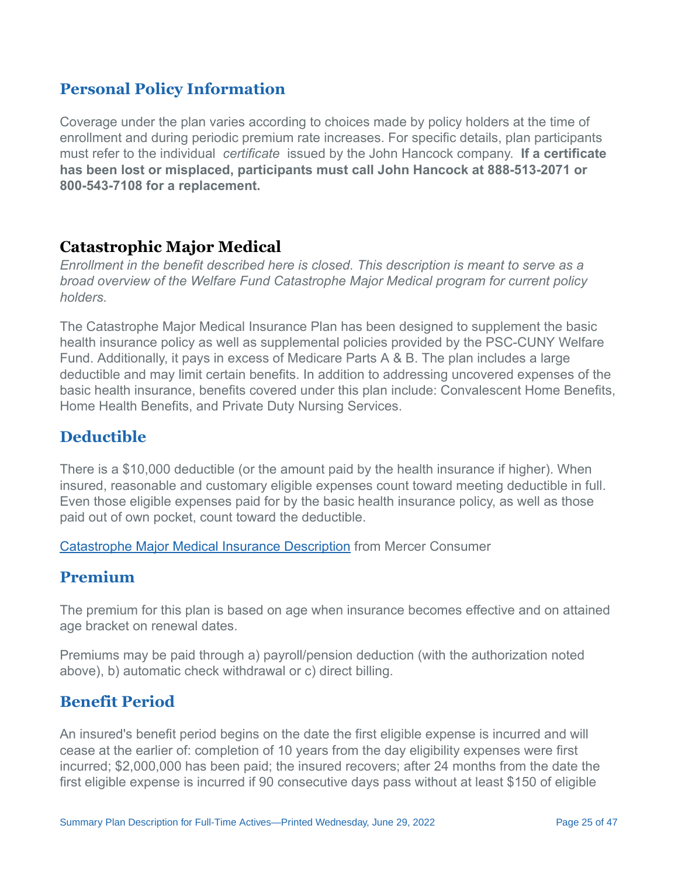## Personal Policy Information

Coverage under the plan varies according to choices made by policy holders at the time of enrollment and during periodic premium rate increases. For specific details, plan participants must refer to the individual *certificate* issued by the John Hancock company. **If a certificate has been lost or misplaced, participants must call John Hancock at 888-513-2071 or 800-543-7108 for a replacement.**

## Catastrophic Major Medical

*Enrollment in the benefit described here is closed. This description is meant to serve as a broad overview of the Welfare Fund Catastrophe Major Medical program for current policy holders.*

The Catastrophe Major Medical Insurance Plan has been designed to supplement the basic health insurance policy as well as supplemental policies provided by the PSC-CUNY Welfare Fund. Additionally, it pays in excess of Medicare Parts A & B. The plan includes a large deductible and may limit certain benefits. In addition to addressing uncovered expenses of the basic health insurance, benefits covered under this plan include: Convalescent Home Benefits, Home Health Benefits, and Private Duty Nursing Services.

## Deductible

There is a $10,000 deductible (or the amount paid by the health insurance if higher). When insured, reasonable and customary eligible expenses count toward meeting deductible in full. Even those eligible expenses paid for by the basic health insurance policy, as well as those paid out of own pocket, count toward the deductible.

Catastrophe Major Medical Insurance Description from Mercer Consumer

## Premium

The premium for this plan is based on age when insurance becomes effective and on attained age bracket on renewal dates.

Premiums may be paid through a) payroll/pension deduction (with the authorization noted above), b) automatic check withdrawal or c) direct billing.

## Benefit Period

An insured's benefit period begins on the date the first eligible expense is incurred and will cease at the earlier of: completion of 10 years from the day eligibility expenses were first incurred; $2,000,000 has been paid; the insured recovers; after 24 months from the date the first eligible expense is incurred if 90 consecutive days pass without at least $150 of eligible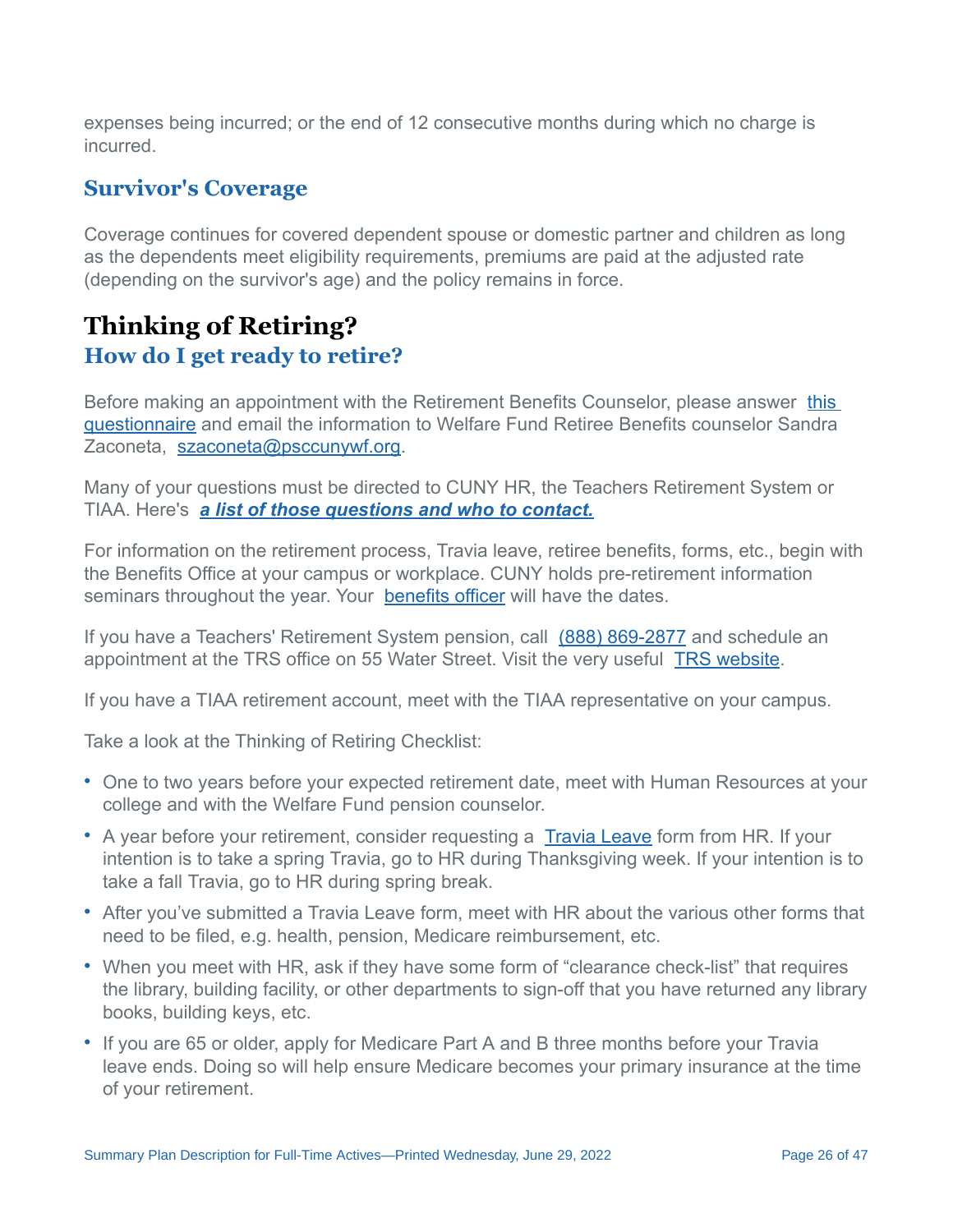expenses being incurred; or the end of 12 consecutive months during which no charge is incurred.

### Survivor's Coverage

Coverage continues for covered dependent spouse or domestic partner and children as long as the dependents meet eligibility requirements, premiums are paid at the adjusted rate (depending on the survivor's age) and the policy remains in force.

## Thinking of Retiring?

### How do I get ready to retire?

Before making an appointment with the Retirement Benefits Counselor, please answer this questionnaire and email the information to Welfare Fund Retiree Benefits counselor Sandra Zaconeta, szaconeta@psccunywf.org.

Many of your questions must be directed to CUNY HR, the Teachers Retirement System or TIAA. Here's ***a list of those questions and who to contact.***

For information on the retirement process, Travia leave, retiree benefits, forms, etc., begin with the Benefits Office at your campus or workplace. CUNY holds pre-retirement information seminars throughout the year. Your benefits officer will have the dates.

If you have a Teachers' Retirement System pension, call (888) 869-2877 and schedule an appointment at the TRS office on 55 Water Street. Visit the very useful TRS website.

If you have a TIAA retirement account, meet with the TIAA representative on your campus.

Take a look at the Thinking of Retiring Checklist:

- One to two years before your expected retirement date, meet with Human Resources at your college and with the Welfare Fund pension counselor.
- A year before your retirement, consider requesting a Travia Leave form from HR. If your intention is to take a spring Travia, go to HR during Thanksgiving week. If your intention is to take a fall Travia, go to HR during spring break.
- After you've submitted a Travia Leave form, meet with HR about the various other forms that need to be filed, e.g. health, pension, Medicare reimbursement, etc.
- When you meet with HR, ask if they have some form of "clearance check-list" that requires the library, building facility, or other departments to sign-off that you have returned any library books, building keys, etc.
- If you are 65 or older, apply for Medicare Part A and B three months before your Travia leave ends. Doing so will help ensure Medicare becomes your primary insurance at the time of your retirement.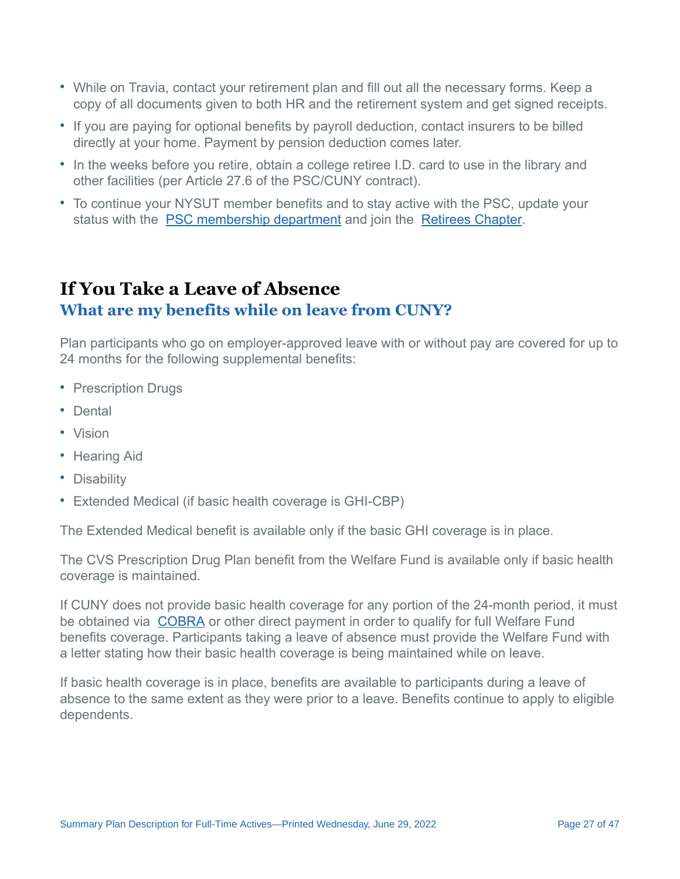- While on Travia, contact your retirement plan and fill out all the necessary forms. Keep a copy of all documents given to both HR and the retirement system and get signed receipts.
- If you are paying for optional benefits by payroll deduction, contact insurers to be billed directly at your home. Payment by pension deduction comes later.
- In the weeks before you retire, obtain a college retiree I.D. card to use in the library and other facilities (per Article 27.6 of the PSC/CUNY contract).
- To continue your NYSUT member benefits and to stay active with the PSC, update your status with the PSC membership department and join the Retirees Chapter.

# If You Take a Leave of Absence

## What are my benefits while on leave from CUNY?

Plan participants who go on employer-approved leave with or without pay are covered for up to 24 months for the following supplemental benefits:

- Prescription Drugs
- Dental
- Vision
- Hearing Aid
- Disability
- Extended Medical (if basic health coverage is GHI-CBP)

The Extended Medical benefit is available only if the basic GHI coverage is in place.

The CVS Prescription Drug Plan benefit from the Welfare Fund is available only if basic health coverage is maintained.

If CUNY does not provide basic health coverage for any portion of the 24-month period, it must be obtained via COBRA or other direct payment in order to qualify for full Welfare Fund benefits coverage. Participants taking a leave of absence must provide the Welfare Fund with a letter stating how their basic health coverage is being maintained while on leave.

If basic health coverage is in place, benefits are available to participants during a leave of absence to the same extent as they were prior to a leave. Benefits continue to apply to eligible dependents.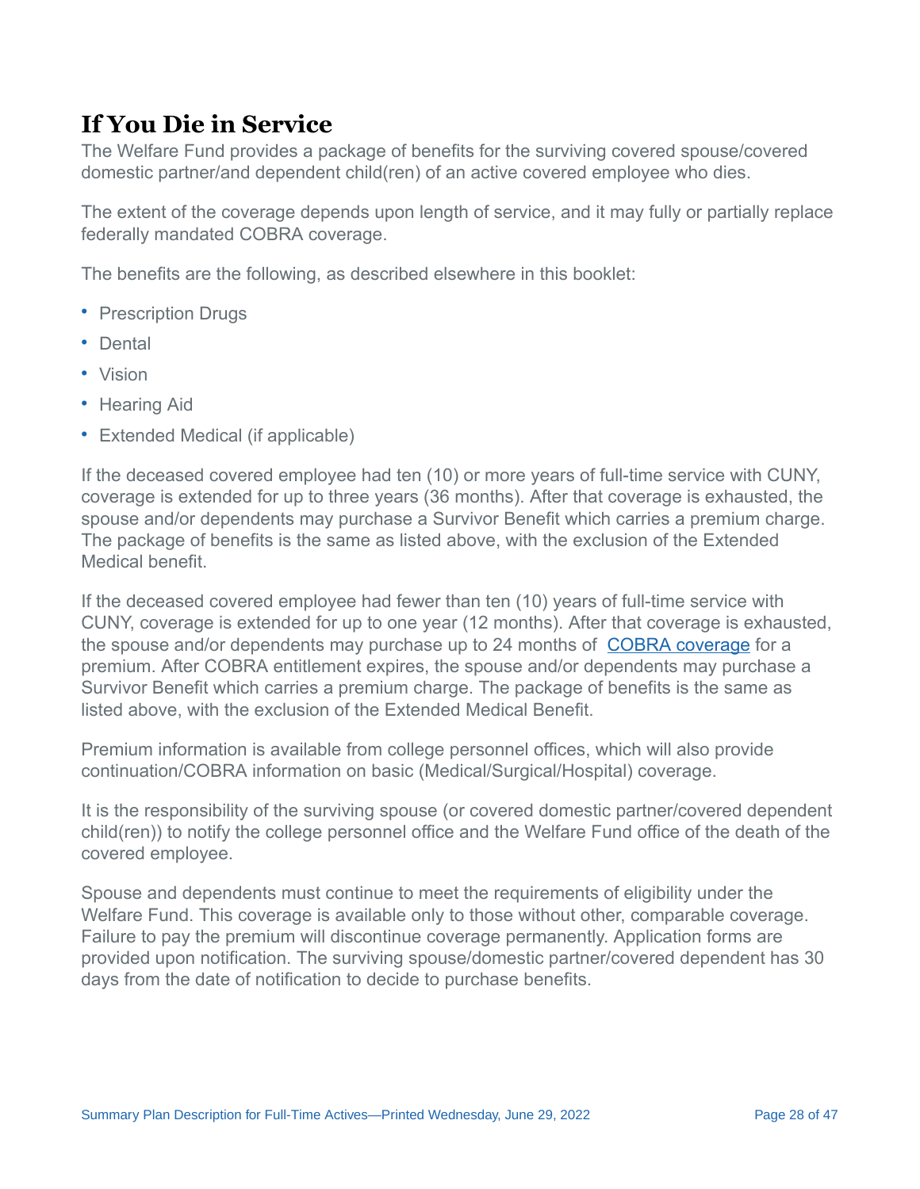## If You Die in Service

The Welfare Fund provides a package of benefits for the surviving covered spouse/covered domestic partner/and dependent child(ren) of an active covered employee who dies.

The extent of the coverage depends upon length of service, and it may fully or partially replace federally mandated COBRA coverage.

The benefits are the following, as described elsewhere in this booklet:

- Prescription Drugs
- Dental
- Vision
- Hearing Aid
- Extended Medical (if applicable)

If the deceased covered employee had ten (10) or more years of full-time service with CUNY, coverage is extended for up to three years (36 months). After that coverage is exhausted, the spouse and/or dependents may purchase a Survivor Benefit which carries a premium charge. The package of benefits is the same as listed above, with the exclusion of the Extended Medical benefit.

If the deceased covered employee had fewer than ten (10) years of full-time service with CUNY, coverage is extended for up to one year (12 months). After that coverage is exhausted, the spouse and/or dependents may purchase up to 24 months of COBRA coverage for a premium. After COBRA entitlement expires, the spouse and/or dependents may purchase a Survivor Benefit which carries a premium charge. The package of benefits is the same as listed above, with the exclusion of the Extended Medical Benefit.

Premium information is available from college personnel offices, which will also provide continuation/COBRA information on basic (Medical/Surgical/Hospital) coverage.

It is the responsibility of the surviving spouse (or covered domestic partner/covered dependent child(ren)) to notify the college personnel office and the Welfare Fund office of the death of the covered employee.

Spouse and dependents must continue to meet the requirements of eligibility under the Welfare Fund. This coverage is available only to those without other, comparable coverage. Failure to pay the premium will discontinue coverage permanently. Application forms are provided upon notification. The surviving spouse/domestic partner/covered dependent has 30 days from the date of notification to decide to purchase benefits.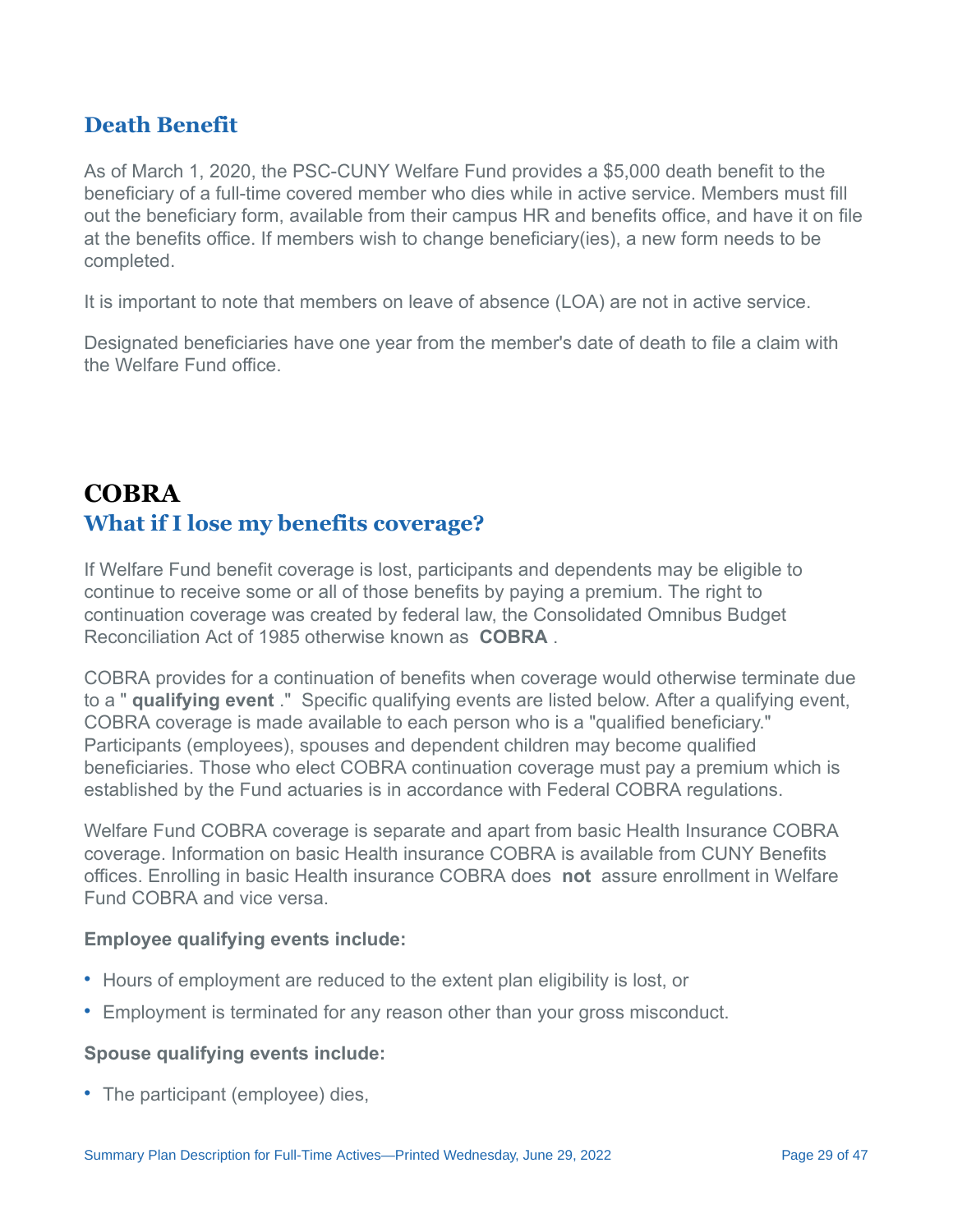## Death Benefit

As of March 1, 2020, the PSC-CUNY Welfare Fund provides a $5,000 death benefit to the beneficiary of a full-time covered member who dies while in active service. Members must fill out the beneficiary form, available from their campus HR and benefits office, and have it on file at the benefits office. If members wish to change beneficiary(ies), a new form needs to be completed.

It is important to note that members on leave of absence (LOA) are not in active service.

Designated beneficiaries have one year from the member's date of death to file a claim with the Welfare Fund office.

# COBRA

## What if I lose my benefits coverage?

If Welfare Fund benefit coverage is lost, participants and dependents may be eligible to continue to receive some or all of those benefits by paying a premium. The right to continuation coverage was created by federal law, the Consolidated Omnibus Budget Reconciliation Act of 1985 otherwise known as **COBRA** .

COBRA provides for a continuation of benefits when coverage would otherwise terminate due to a " **qualifying event** ." Specific qualifying events are listed below. After a qualifying event, COBRA coverage is made available to each person who is a "qualified beneficiary." Participants (employees), spouses and dependent children may become qualified beneficiaries. Those who elect COBRA continuation coverage must pay a premium which is established by the Fund actuaries is in accordance with Federal COBRA regulations.

Welfare Fund COBRA coverage is separate and apart from basic Health Insurance COBRA coverage. Information on basic Health insurance COBRA is available from CUNY Benefits offices. Enrolling in basic Health insurance COBRA does **not** assure enrollment in Welfare Fund COBRA and vice versa.

**Employee qualifying events include:**

- Hours of employment are reduced to the extent plan eligibility is lost, or
- Employment is terminated for any reason other than your gross misconduct.

**Spouse qualifying events include:**

- The participant (employee) dies,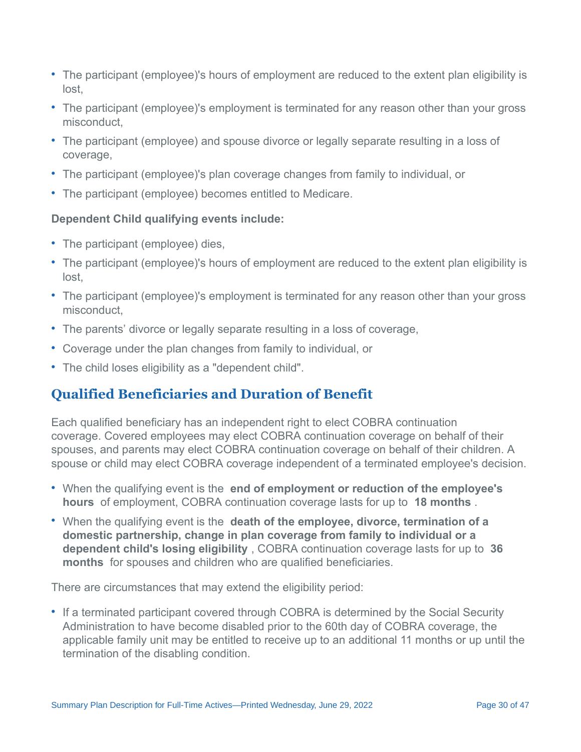- The participant (employee)'s hours of employment are reduced to the extent plan eligibility is lost,
- The participant (employee)'s employment is terminated for any reason other than your gross misconduct,
- The participant (employee) and spouse divorce or legally separate resulting in a loss of coverage,
- The participant (employee)'s plan coverage changes from family to individual, or
- The participant (employee) becomes entitled to Medicare.

**Dependent Child qualifying events include:**

- The participant (employee) dies,
- The participant (employee)'s hours of employment are reduced to the extent plan eligibility is lost,
- The participant (employee)'s employment is terminated for any reason other than your gross misconduct,
- The parents' divorce or legally separate resulting in a loss of coverage,
- Coverage under the plan changes from family to individual, or
- The child loses eligibility as a "dependent child".

## Qualified Beneficiaries and Duration of Benefit

Each qualified beneficiary has an independent right to elect COBRA continuation coverage. Covered employees may elect COBRA continuation coverage on behalf of their spouses, and parents may elect COBRA continuation coverage on behalf of their children. A spouse or child may elect COBRA coverage independent of a terminated employee's decision.

- When the qualifying event is the **end of employment or reduction of the employee's hours** of employment, COBRA continuation coverage lasts for up to **18 months**.
- When the qualifying event is the **death of the employee, divorce, termination of a domestic partnership, change in plan coverage from family to individual or a dependent child's losing eligibility**, COBRA continuation coverage lasts for up to **36 months** for spouses and children who are qualified beneficiaries.

There are circumstances that may extend the eligibility period:

- If a terminated participant covered through COBRA is determined by the Social Security Administration to have become disabled prior to the 60th day of COBRA coverage, the applicable family unit may be entitled to receive up to an additional 11 months or up until the termination of the disabling condition.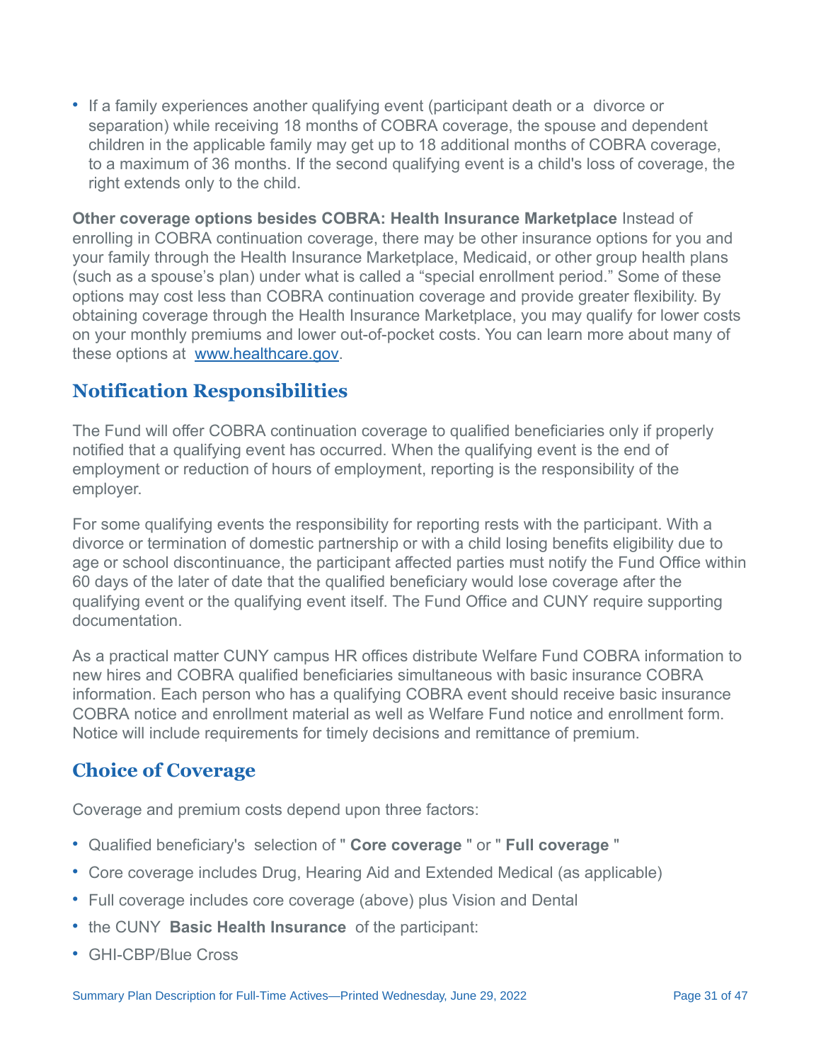- If a family experiences another qualifying event (participant death or a divorce or separation) while receiving 18 months of COBRA coverage, the spouse and dependent children in the applicable family may get up to 18 additional months of COBRA coverage, to a maximum of 36 months. If the second qualifying event is a child's loss of coverage, the right extends only to the child.

**Other coverage options besides COBRA: Health Insurance Marketplace** Instead of enrolling in COBRA continuation coverage, there may be other insurance options for you and your family through the Health Insurance Marketplace, Medicaid, or other group health plans (such as a spouse's plan) under what is called a "special enrollment period." Some of these options may cost less than COBRA continuation coverage and provide greater flexibility. By obtaining coverage through the Health Insurance Marketplace, you may qualify for lower costs on your monthly premiums and lower out-of-pocket costs. You can learn more about many of these options at [www.healthcare.gov](http://www.healthcare.gov).

## Notification Responsibilities

The Fund will offer COBRA continuation coverage to qualified beneficiaries only if properly notified that a qualifying event has occurred. When the qualifying event is the end of employment or reduction of hours of employment, reporting is the responsibility of the employer.

For some qualifying events the responsibility for reporting rests with the participant. With a divorce or termination of domestic partnership or with a child losing benefits eligibility due to age or school discontinuance, the participant affected parties must notify the Fund Office within 60 days of the later of date that the qualified beneficiary would lose coverage after the qualifying event or the qualifying event itself. The Fund Office and CUNY require supporting documentation.

As a practical matter CUNY campus HR offices distribute Welfare Fund COBRA information to new hires and COBRA qualified beneficiaries simultaneous with basic insurance COBRA information. Each person who has a qualifying COBRA event should receive basic insurance COBRA notice and enrollment material as well as Welfare Fund notice and enrollment form. Notice will include requirements for timely decisions and remittance of premium.

## Choice of Coverage

Coverage and premium costs depend upon three factors:

- Qualified beneficiary's selection of " **Core coverage** " or " **Full coverage** "
- Core coverage includes Drug, Hearing Aid and Extended Medical (as applicable)
- Full coverage includes core coverage (above) plus Vision and Dental
- the CUNY **Basic Health Insurance** of the participant:
- GHI-CBP/Blue Cross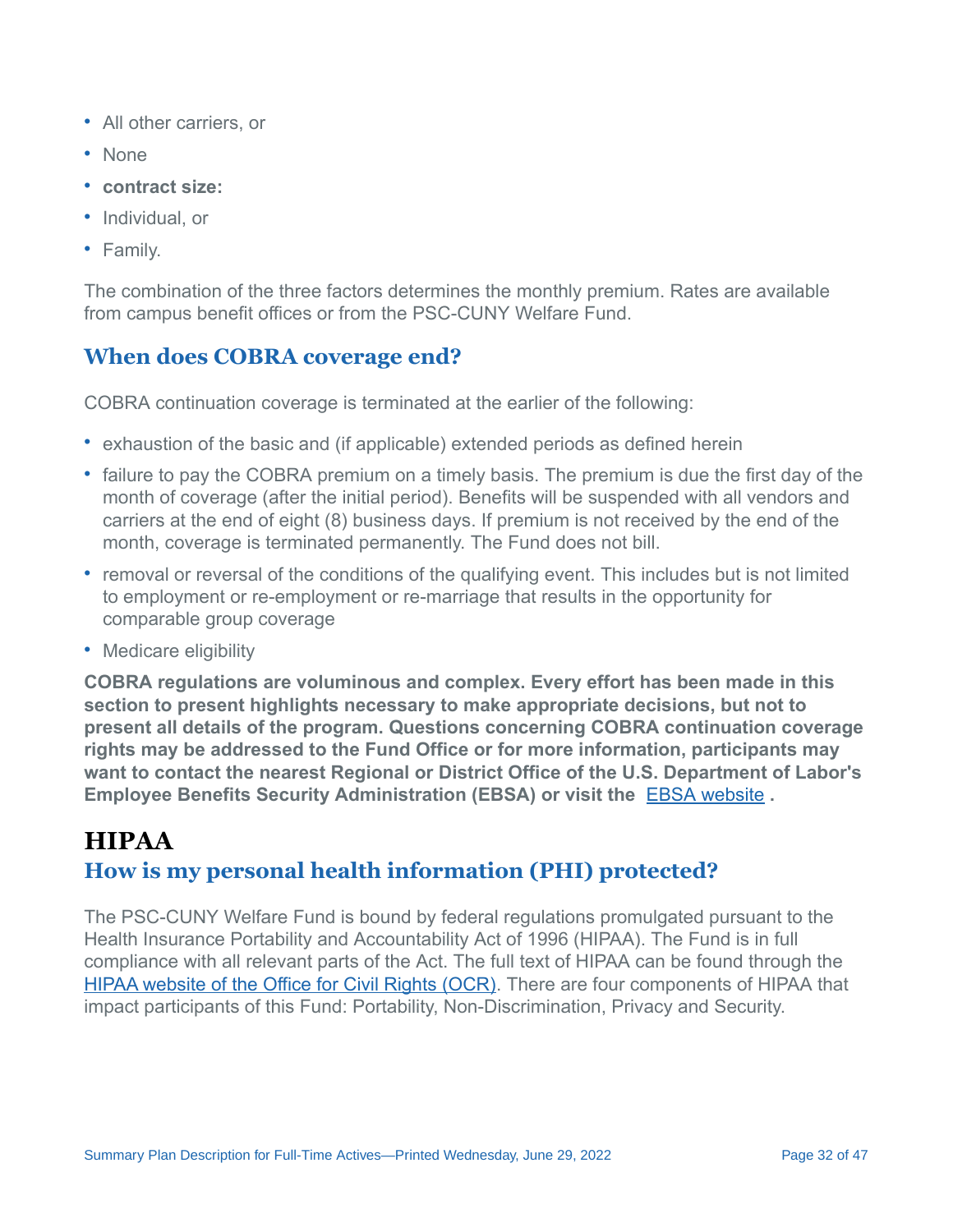- All other carriers, or
- None
- **contract size:**
- Individual, or
- Family.

The combination of the three factors determines the monthly premium. Rates are available from campus benefit offices or from the PSC-CUNY Welfare Fund.

### When does COBRA coverage end?

COBRA continuation coverage is terminated at the earlier of the following:

- exhaustion of the basic and (if applicable) extended periods as defined herein
- failure to pay the COBRA premium on a timely basis. The premium is due the first day of the month of coverage (after the initial period). Benefits will be suspended with all vendors and carriers at the end of eight (8) business days. If premium is not received by the end of the month, coverage is terminated permanently. The Fund does not bill.
- removal or reversal of the conditions of the qualifying event. This includes but is not limited to employment or re-employment or re-marriage that results in the opportunity for comparable group coverage
- Medicare eligibility

**COBRA regulations are voluminous and complex. Every effort has been made in this section to present highlights necessary to make appropriate decisions, but not to present all details of the program. Questions concerning COBRA continuation coverage rights may be addressed to the Fund Office or for more information, participants may want to contact the nearest Regional or District Office of the U.S. Department of Labor's Employee Benefits Security Administration (EBSA) or visit the EBSA website .**

## HIPAA

### How is my personal health information (PHI) protected?

The PSC-CUNY Welfare Fund is bound by federal regulations promulgated pursuant to the Health Insurance Portability and Accountability Act of 1996 (HIPAA). The Fund is in full compliance with all relevant parts of the Act. The full text of HIPAA can be found through the HIPAA website of the Office for Civil Rights (OCR). There are four components of HIPAA that impact participants of this Fund: Portability, Non-Discrimination, Privacy and Security.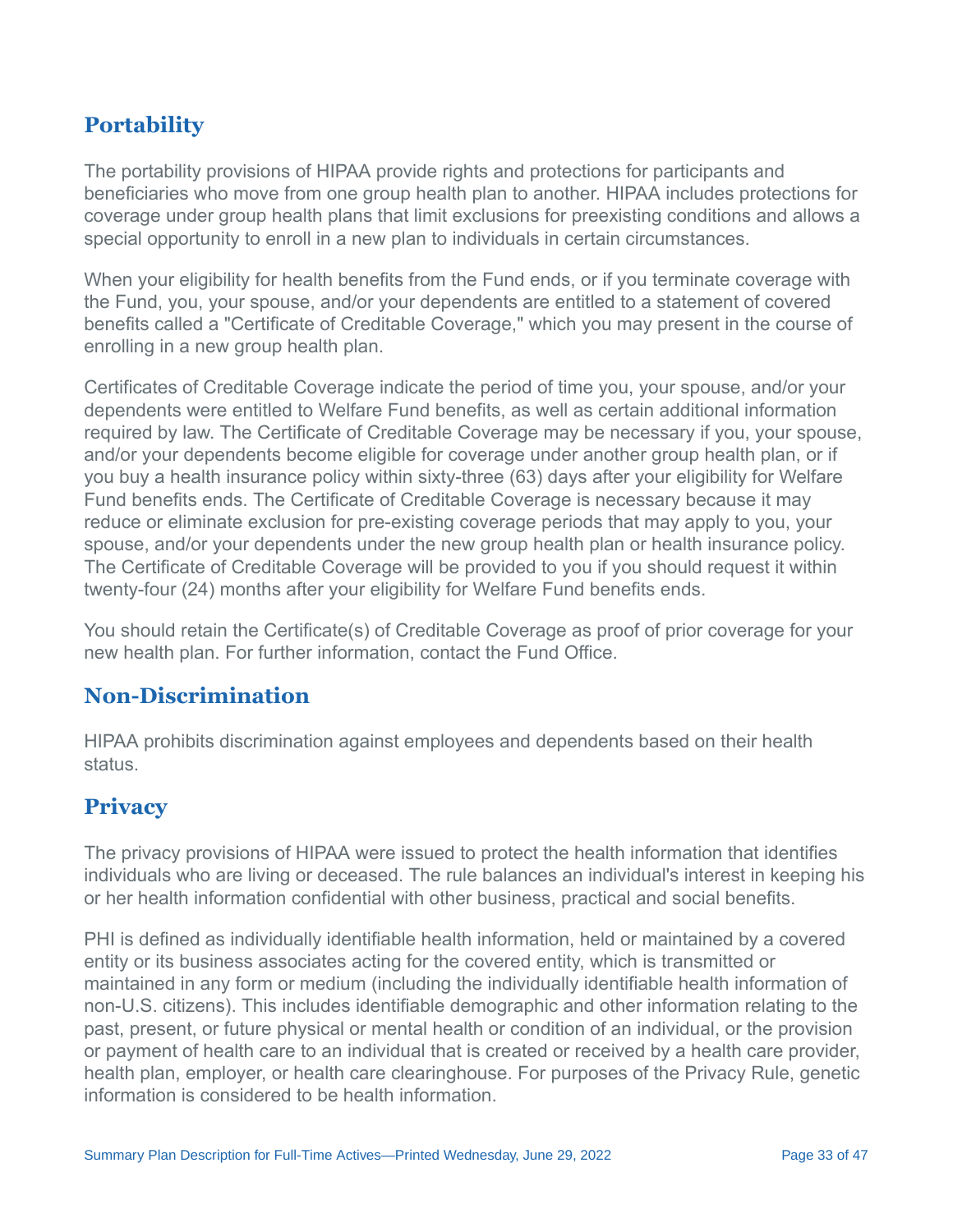## Portability

The portability provisions of HIPAA provide rights and protections for participants and beneficiaries who move from one group health plan to another. HIPAA includes protections for coverage under group health plans that limit exclusions for preexisting conditions and allows a special opportunity to enroll in a new plan to individuals in certain circumstances.

When your eligibility for health benefits from the Fund ends, or if you terminate coverage with the Fund, you, your spouse, and/or your dependents are entitled to a statement of covered benefits called a "Certificate of Creditable Coverage," which you may present in the course of enrolling in a new group health plan.

Certificates of Creditable Coverage indicate the period of time you, your spouse, and/or your dependents were entitled to Welfare Fund benefits, as well as certain additional information required by law. The Certificate of Creditable Coverage may be necessary if you, your spouse, and/or your dependents become eligible for coverage under another group health plan, or if you buy a health insurance policy within sixty-three (63) days after your eligibility for Welfare Fund benefits ends. The Certificate of Creditable Coverage is necessary because it may reduce or eliminate exclusion for pre-existing coverage periods that may apply to you, your spouse, and/or your dependents under the new group health plan or health insurance policy. The Certificate of Creditable Coverage will be provided to you if you should request it within twenty-four (24) months after your eligibility for Welfare Fund benefits ends.

You should retain the Certificate(s) of Creditable Coverage as proof of prior coverage for your new health plan. For further information, contact the Fund Office.

## Non-Discrimination

HIPAA prohibits discrimination against employees and dependents based on their health status.

## Privacy

The privacy provisions of HIPAA were issued to protect the health information that identifies individuals who are living or deceased. The rule balances an individual's interest in keeping his or her health information confidential with other business, practical and social benefits.

PHI is defined as individually identifiable health information, held or maintained by a covered entity or its business associates acting for the covered entity, which is transmitted or maintained in any form or medium (including the individually identifiable health information of non-U.S. citizens). This includes identifiable demographic and other information relating to the past, present, or future physical or mental health or condition of an individual, or the provision or payment of health care to an individual that is created or received by a health care provider, health plan, employer, or health care clearinghouse. For purposes of the Privacy Rule, genetic information is considered to be health information.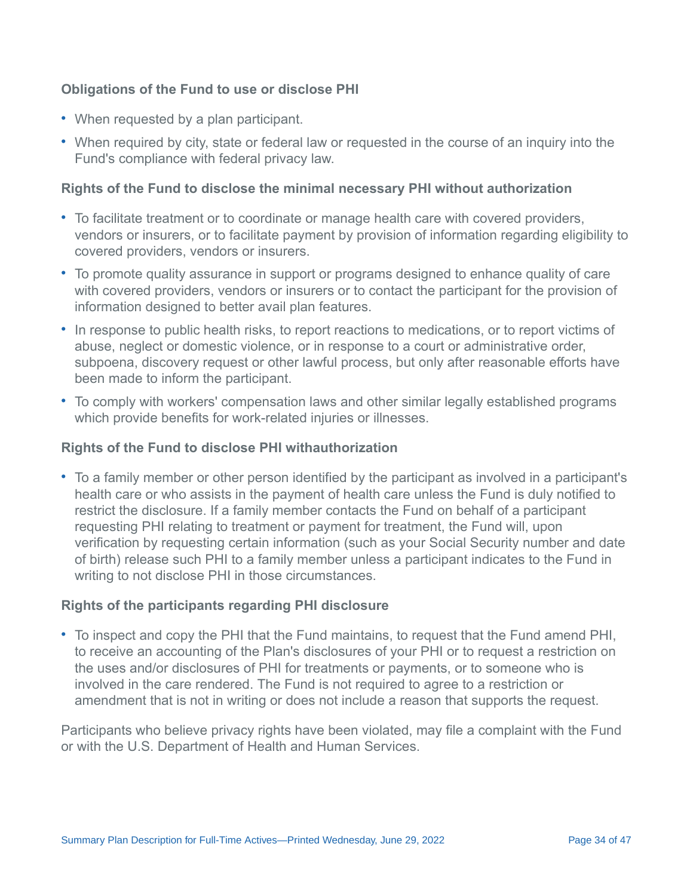**Obligations of the Fund to use or disclose PHI**

- When requested by a plan participant.
- When required by city, state or federal law or requested in the course of an inquiry into the Fund's compliance with federal privacy law.

**Rights of the Fund to disclose the minimal necessary PHI without authorization**

- To facilitate treatment or to coordinate or manage health care with covered providers, vendors or insurers, or to facilitate payment by provision of information regarding eligibility to covered providers, vendors or insurers.
- To promote quality assurance in support or programs designed to enhance quality of care with covered providers, vendors or insurers or to contact the participant for the provision of information designed to better avail plan features.
- In response to public health risks, to report reactions to medications, or to report victims of abuse, neglect or domestic violence, or in response to a court or administrative order, subpoena, discovery request or other lawful process, but only after reasonable efforts have been made to inform the participant.
- To comply with workers' compensation laws and other similar legally established programs which provide benefits for work-related injuries or illnesses.

**Rights of the Fund to disclose PHI withauthorization**

- To a family member or other person identified by the participant as involved in a participant's health care or who assists in the payment of health care unless the Fund is duly notified to restrict the disclosure. If a family member contacts the Fund on behalf of a participant requesting PHI relating to treatment or payment for treatment, the Fund will, upon verification by requesting certain information (such as your Social Security number and date of birth) release such PHI to a family member unless a participant indicates to the Fund in writing to not disclose PHI in those circumstances.

**Rights of the participants regarding PHI disclosure**

- To inspect and copy the PHI that the Fund maintains, to request that the Fund amend PHI, to receive an accounting of the Plan's disclosures of your PHI or to request a restriction on the uses and/or disclosures of PHI for treatments or payments, or to someone who is involved in the care rendered. The Fund is not required to agree to a restriction or amendment that is not in writing or does not include a reason that supports the request.

Participants who believe privacy rights have been violated, may file a complaint with the Fund or with the U.S. Department of Health and Human Services.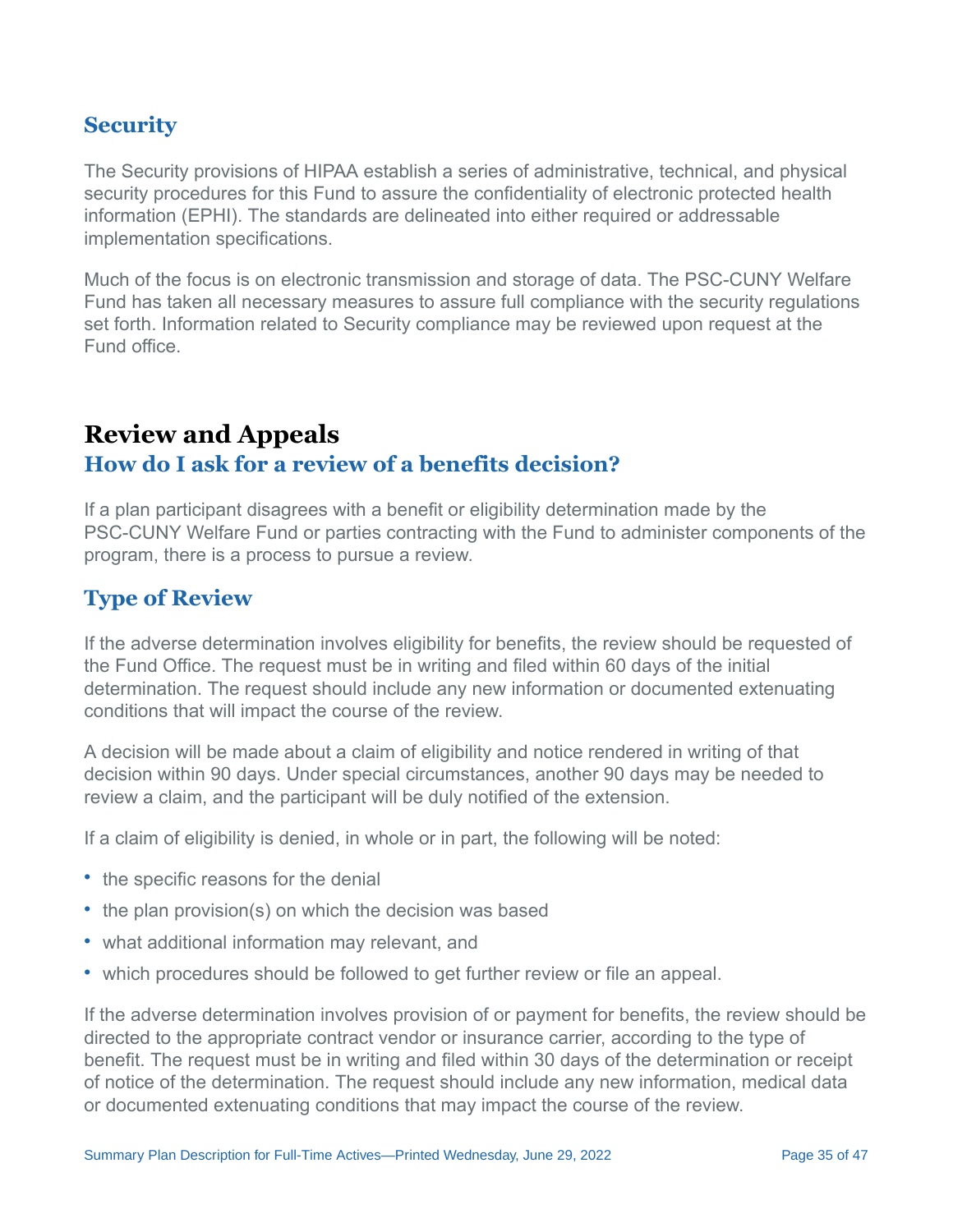## Security

The Security provisions of HIPAA establish a series of administrative, technical, and physical security procedures for this Fund to assure the confidentiality of electronic protected health information (EPHI). The standards are delineated into either required or addressable implementation specifications.

Much of the focus is on electronic transmission and storage of data. The PSC-CUNY Welfare Fund has taken all necessary measures to assure full compliance with the security regulations set forth. Information related to Security compliance may be reviewed upon request at the Fund office.

# Review and Appeals

## How do I ask for a review of a benefits decision?

If a plan participant disagrees with a benefit or eligibility determination made by the PSC-CUNY Welfare Fund or parties contracting with the Fund to administer components of the program, there is a process to pursue a review.

## Type of Review

If the adverse determination involves eligibility for benefits, the review should be requested of the Fund Office. The request must be in writing and filed within 60 days of the initial determination. The request should include any new information or documented extenuating conditions that will impact the course of the review.

A decision will be made about a claim of eligibility and notice rendered in writing of that decision within 90 days. Under special circumstances, another 90 days may be needed to review a claim, and the participant will be duly notified of the extension.

If a claim of eligibility is denied, in whole or in part, the following will be noted:

- the specific reasons for the denial
- the plan provision(s) on which the decision was based
- what additional information may relevant, and
- which procedures should be followed to get further review or file an appeal.

If the adverse determination involves provision of or payment for benefits, the review should be directed to the appropriate contract vendor or insurance carrier, according to the type of benefit. The request must be in writing and filed within 30 days of the determination or receipt of notice of the determination. The request should include any new information, medical data or documented extenuating conditions that may impact the course of the review.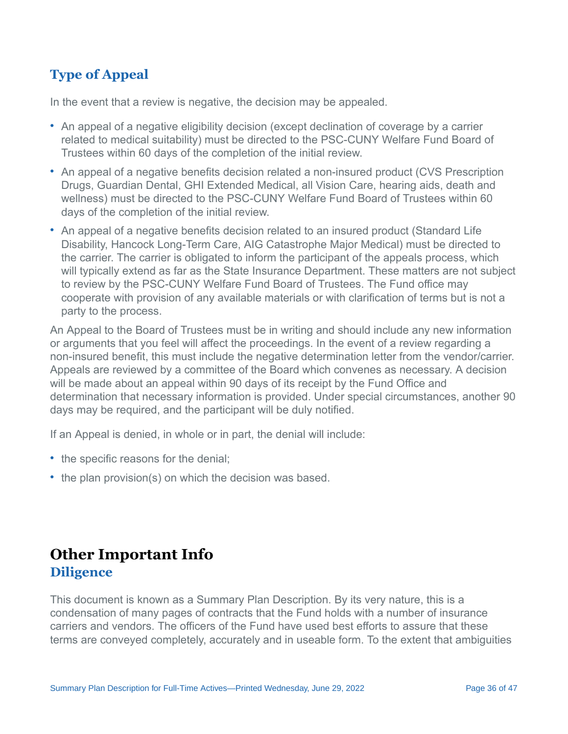## Type of Appeal

In the event that a review is negative, the decision may be appealed.

- An appeal of a negative eligibility decision (except declination of coverage by a carrier related to medical suitability) must be directed to the PSC-CUNY Welfare Fund Board of Trustees within 60 days of the completion of the initial review.
- An appeal of a negative benefits decision related a non-insured product (CVS Prescription Drugs, Guardian Dental, GHI Extended Medical, all Vision Care, hearing aids, death and wellness) must be directed to the PSC-CUNY Welfare Fund Board of Trustees within 60 days of the completion of the initial review.
- An appeal of a negative benefits decision related to an insured product (Standard Life Disability, Hancock Long-Term Care, AIG Catastrophe Major Medical) must be directed to the carrier. The carrier is obligated to inform the participant of the appeals process, which will typically extend as far as the State Insurance Department. These matters are not subject to review by the PSC-CUNY Welfare Fund Board of Trustees. The Fund office may cooperate with provision of any available materials or with clarification of terms but is not a party to the process.

An Appeal to the Board of Trustees must be in writing and should include any new information or arguments that you feel will affect the proceedings. In the event of a review regarding a non-insured benefit, this must include the negative determination letter from the vendor/carrier. Appeals are reviewed by a committee of the Board which convenes as necessary. A decision will be made about an appeal within 90 days of its receipt by the Fund Office and determination that necessary information is provided. Under special circumstances, another 90 days may be required, and the participant will be duly notified.

If an Appeal is denied, in whole or in part, the denial will include:

- the specific reasons for the denial;
- the plan provision(s) on which the decision was based.

# Other Important Info

## Diligence

This document is known as a Summary Plan Description. By its very nature, this is a condensation of many pages of contracts that the Fund holds with a number of insurance carriers and vendors. The officers of the Fund have used best efforts to assure that these terms are conveyed completely, accurately and in useable form. To the extent that ambiguities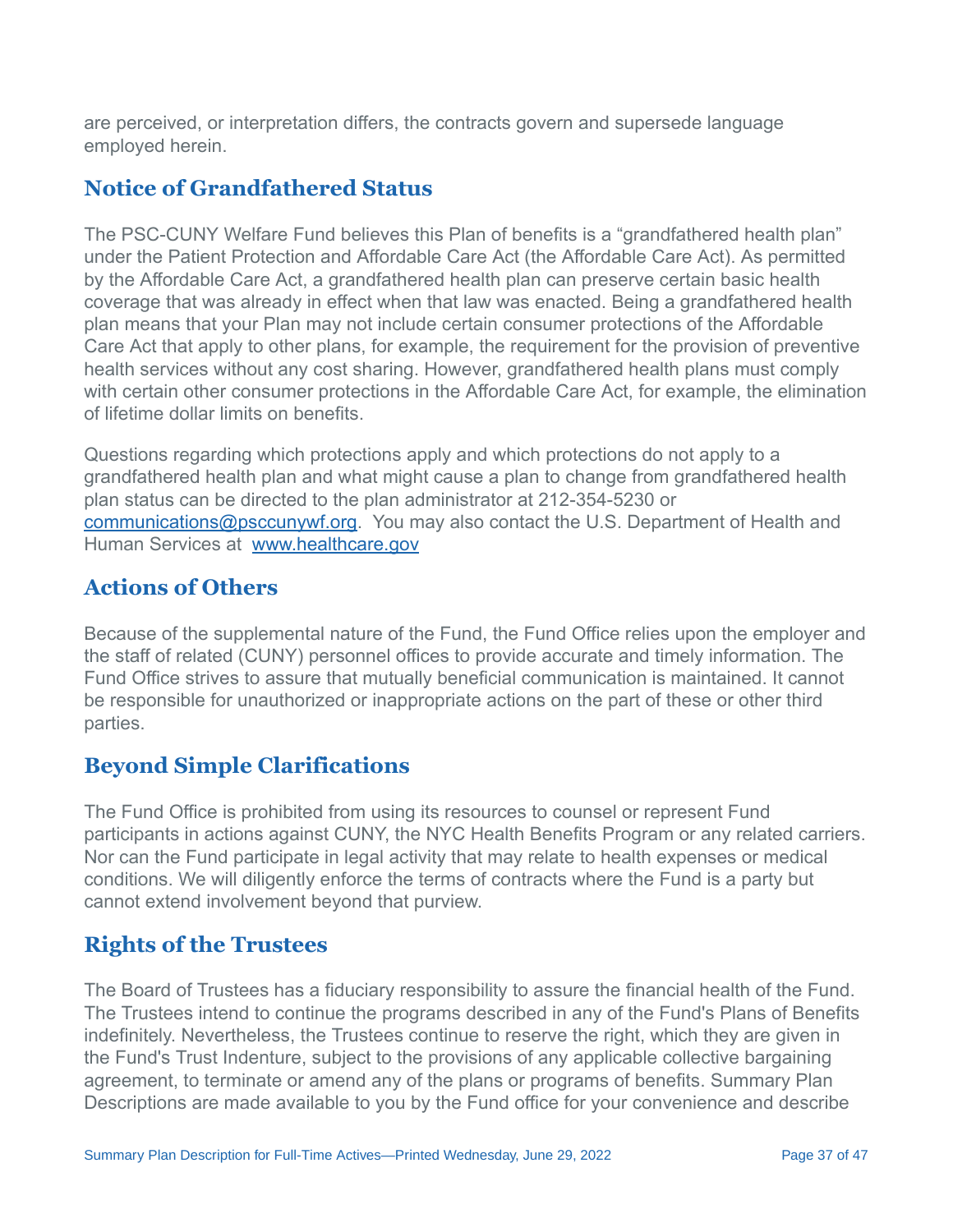are perceived, or interpretation differs, the contracts govern and supersede language employed herein.

## Notice of Grandfathered Status

The PSC-CUNY Welfare Fund believes this Plan of benefits is a "grandfathered health plan" under the Patient Protection and Affordable Care Act (the Affordable Care Act). As permitted by the Affordable Care Act, a grandfathered health plan can preserve certain basic health coverage that was already in effect when that law was enacted. Being a grandfathered health plan means that your Plan may not include certain consumer protections of the Affordable Care Act that apply to other plans, for example, the requirement for the provision of preventive health services without any cost sharing. However, grandfathered health plans must comply with certain other consumer protections in the Affordable Care Act, for example, the elimination of lifetime dollar limits on benefits.

Questions regarding which protections apply and which protections do not apply to a grandfathered health plan and what might cause a plan to change from grandfathered health plan status can be directed to the plan administrator at 212-354-5230 or [communications@psccunywf.org](mailto:communications@psccunywf.org). You may also contact the U.S. Department of Health and Human Services at [www.healthcare.gov](http://www.healthcare.gov)

## Actions of Others

Because of the supplemental nature of the Fund, the Fund Office relies upon the employer and the staff of related (CUNY) personnel offices to provide accurate and timely information. The Fund Office strives to assure that mutually beneficial communication is maintained. It cannot be responsible for unauthorized or inappropriate actions on the part of these or other third parties.

## Beyond Simple Clarifications

The Fund Office is prohibited from using its resources to counsel or represent Fund participants in actions against CUNY, the NYC Health Benefits Program or any related carriers. Nor can the Fund participate in legal activity that may relate to health expenses or medical conditions. We will diligently enforce the terms of contracts where the Fund is a party but cannot extend involvement beyond that purview.

## Rights of the Trustees

The Board of Trustees has a fiduciary responsibility to assure the financial health of the Fund. The Trustees intend to continue the programs described in any of the Fund's Plans of Benefits indefinitely. Nevertheless, the Trustees continue to reserve the right, which they are given in the Fund's Trust Indenture, subject to the provisions of any applicable collective bargaining agreement, to terminate or amend any of the plans or programs of benefits. Summary Plan Descriptions are made available to you by the Fund office for your convenience and describe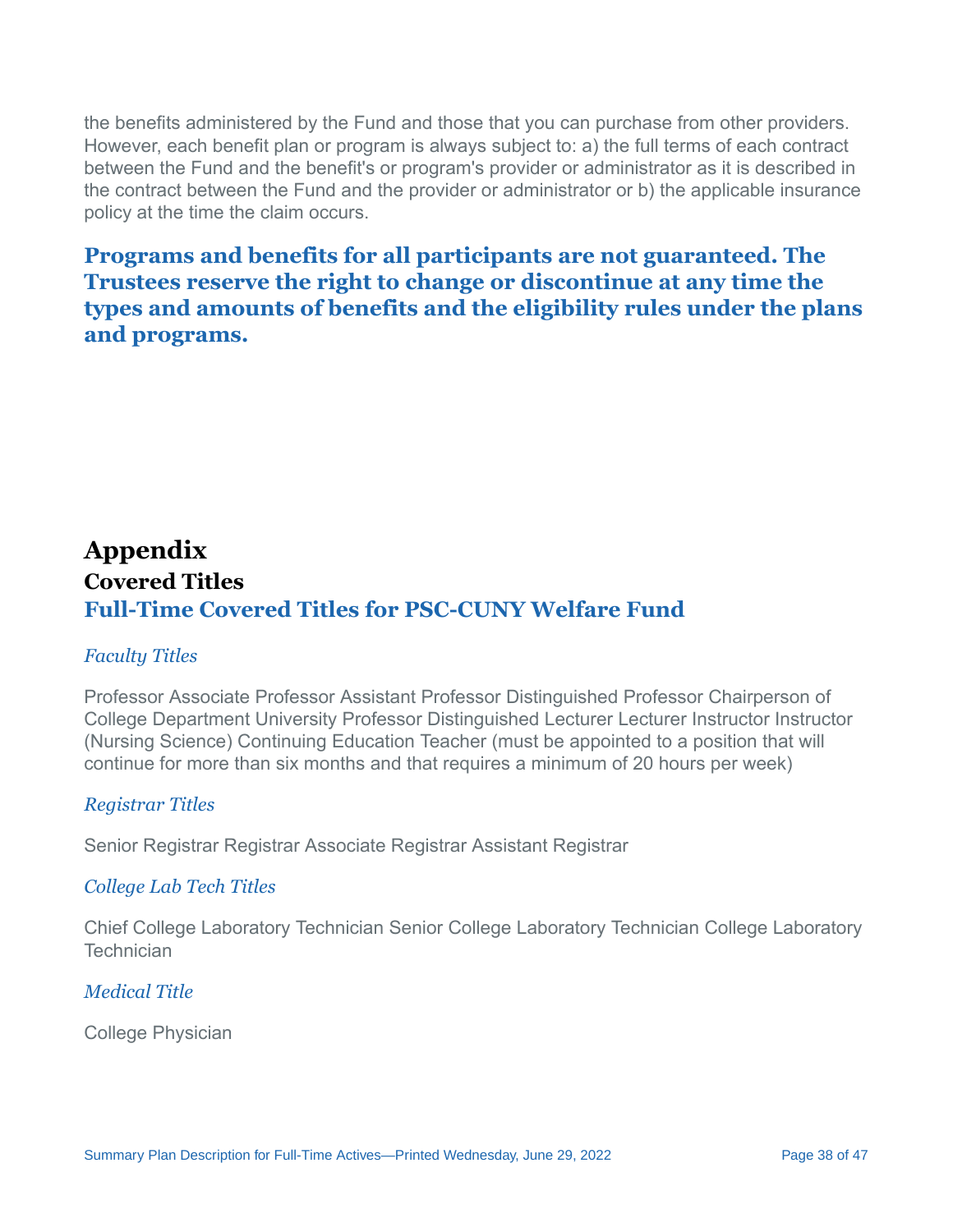the benefits administered by the Fund and those that you can purchase from other providers. However, each benefit plan or program is always subject to: a) the full terms of each contract between the Fund and the benefit's or program's provider or administrator as it is described in the contract between the Fund and the provider or administrator or b) the applicable insurance policy at the time the claim occurs.

**Programs and benefits for all participants are not guaranteed. The Trustees reserve the right to change or discontinue at any time the types and amounts of benefits and the eligibility rules under the plans and programs.**

# Appendix

## Covered Titles

## Full-Time Covered Titles for PSC-CUNY Welfare Fund

*Faculty Titles*

Professor Associate Professor Assistant Professor Distinguished Professor Chairperson of College Department University Professor Distinguished Lecturer Lecturer Instructor Instructor (Nursing Science) Continuing Education Teacher (must be appointed to a position that will continue for more than six months and that requires a minimum of 20 hours per week)

*Registrar Titles*

Senior Registrar Registrar Associate Registrar Assistant Registrar

*College Lab Tech Titles*

Chief College Laboratory Technician Senior College Laboratory Technician College Laboratory Technician

*Medical Title*

College Physician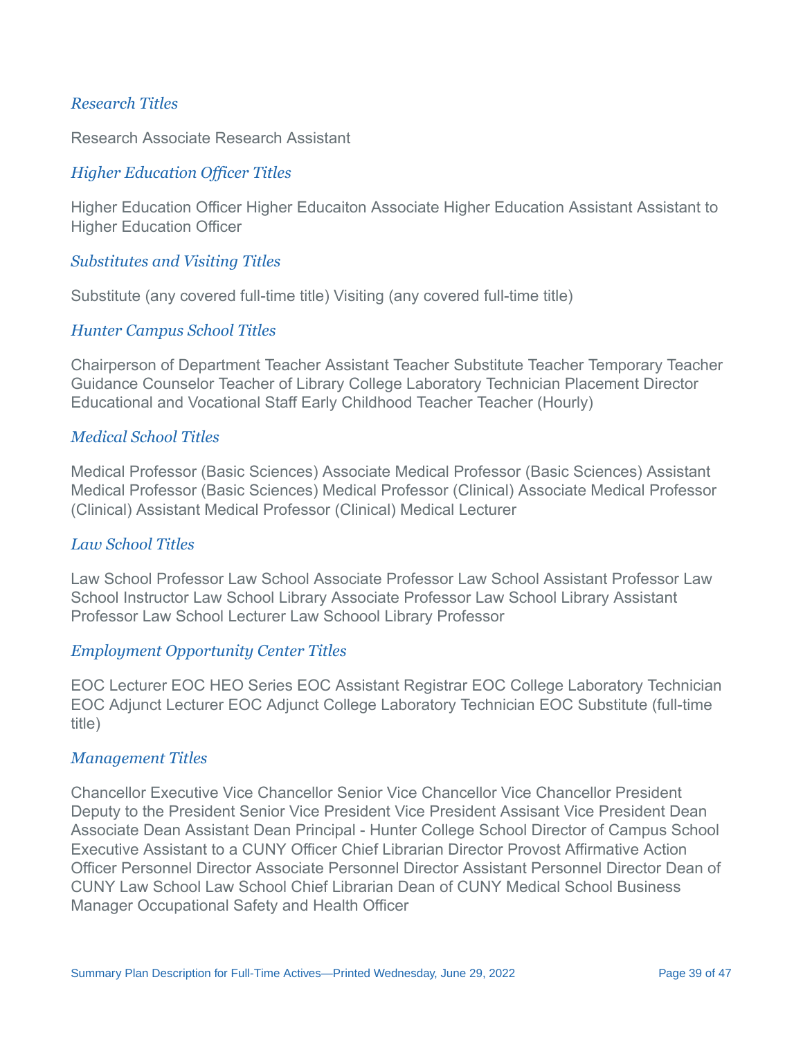*Research Titles*

Research Associate Research Assistant

*Higher Education Officer Titles*

Higher Education Officer Higher Educaiton Associate Higher Education Assistant Assistant to Higher Education Officer

*Substitutes and Visiting Titles*

Substitute (any covered full-time title) Visiting (any covered full-time title)

*Hunter Campus School Titles*

Chairperson of Department Teacher Assistant Teacher Substitute Teacher Temporary Teacher Guidance Counselor Teacher of Library College Laboratory Technician Placement Director Educational and Vocational Staff Early Childhood Teacher Teacher (Hourly)

*Medical School Titles*

Medical Professor (Basic Sciences) Associate Medical Professor (Basic Sciences) Assistant Medical Professor (Basic Sciences) Medical Professor (Clinical) Associate Medical Professor (Clinical) Assistant Medical Professor (Clinical) Medical Lecturer

*Law School Titles*

Law School Professor Law School Associate Professor Law School Assistant Professor Law School Instructor Law School Library Associate Professor Law School Library Assistant Professor Law School Lecturer Law Schoool Library Professor

*Employment Opportunity Center Titles*

EOC Lecturer EOC HEO Series EOC Assistant Registrar EOC College Laboratory Technician EOC Adjunct Lecturer EOC Adjunct College Laboratory Technician EOC Substitute (full-time title)

*Management Titles*

Chancellor Executive Vice Chancellor Senior Vice Chancellor Vice Chancellor President Deputy to the President Senior Vice President Vice President Assisant Vice President Dean Associate Dean Assistant Dean Principal - Hunter College School Director of Campus School Executive Assistant to a CUNY Officer Chief Librarian Director Provost Affirmative Action Officer Personnel Director Associate Personnel Director Assistant Personnel Director Dean of CUNY Law School Law School Chief Librarian Dean of CUNY Medical School Business Manager Occupational Safety and Health Officer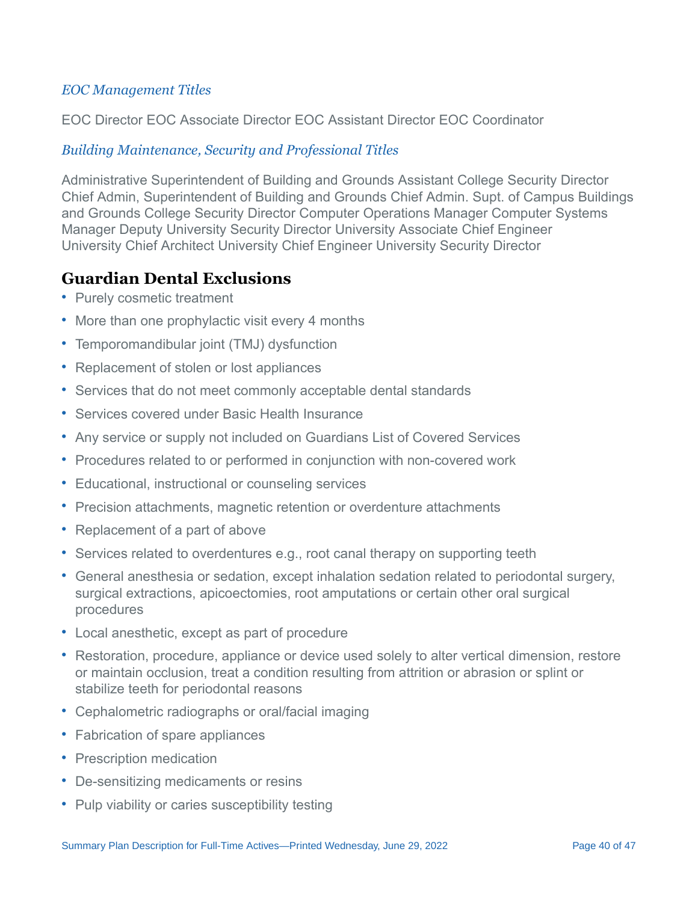*EOC Management Titles*

EOC Director EOC Associate Director EOC Assistant Director EOC Coordinator

*Building Maintenance, Security and Professional Titles*

Administrative Superintendent of Building and Grounds Assistant College Security Director Chief Admin, Superintendent of Building and Grounds Chief Admin. Supt. of Campus Buildings and Grounds College Security Director Computer Operations Manager Computer Systems Manager Deputy University Security Director University Associate Chief Engineer University Chief Architect University Chief Engineer University Security Director

## Guardian Dental Exclusions

- Purely cosmetic treatment
- More than one prophylactic visit every 4 months
- Temporomandibular joint (TMJ) dysfunction
- Replacement of stolen or lost appliances
- Services that do not meet commonly acceptable dental standards
- Services covered under Basic Health Insurance
- Any service or supply not included on Guardians List of Covered Services
- Procedures related to or performed in conjunction with non-covered work
- Educational, instructional or counseling services
- Precision attachments, magnetic retention or overdenture attachments
- Replacement of a part of above
- Services related to overdentures e.g., root canal therapy on supporting teeth
- General anesthesia or sedation, except inhalation sedation related to periodontal surgery, surgical extractions, apicoectomies, root amputations or certain other oral surgical procedures
- Local anesthetic, except as part of procedure
- Restoration, procedure, appliance or device used solely to alter vertical dimension, restore or maintain occlusion, treat a condition resulting from attrition or abrasion or splint or stabilize teeth for periodontal reasons
- Cephalometric radiographs or oral/facial imaging
- Fabrication of spare appliances
- Prescription medication
- De-sensitizing medicaments or resins
- Pulp viability or caries susceptibility testing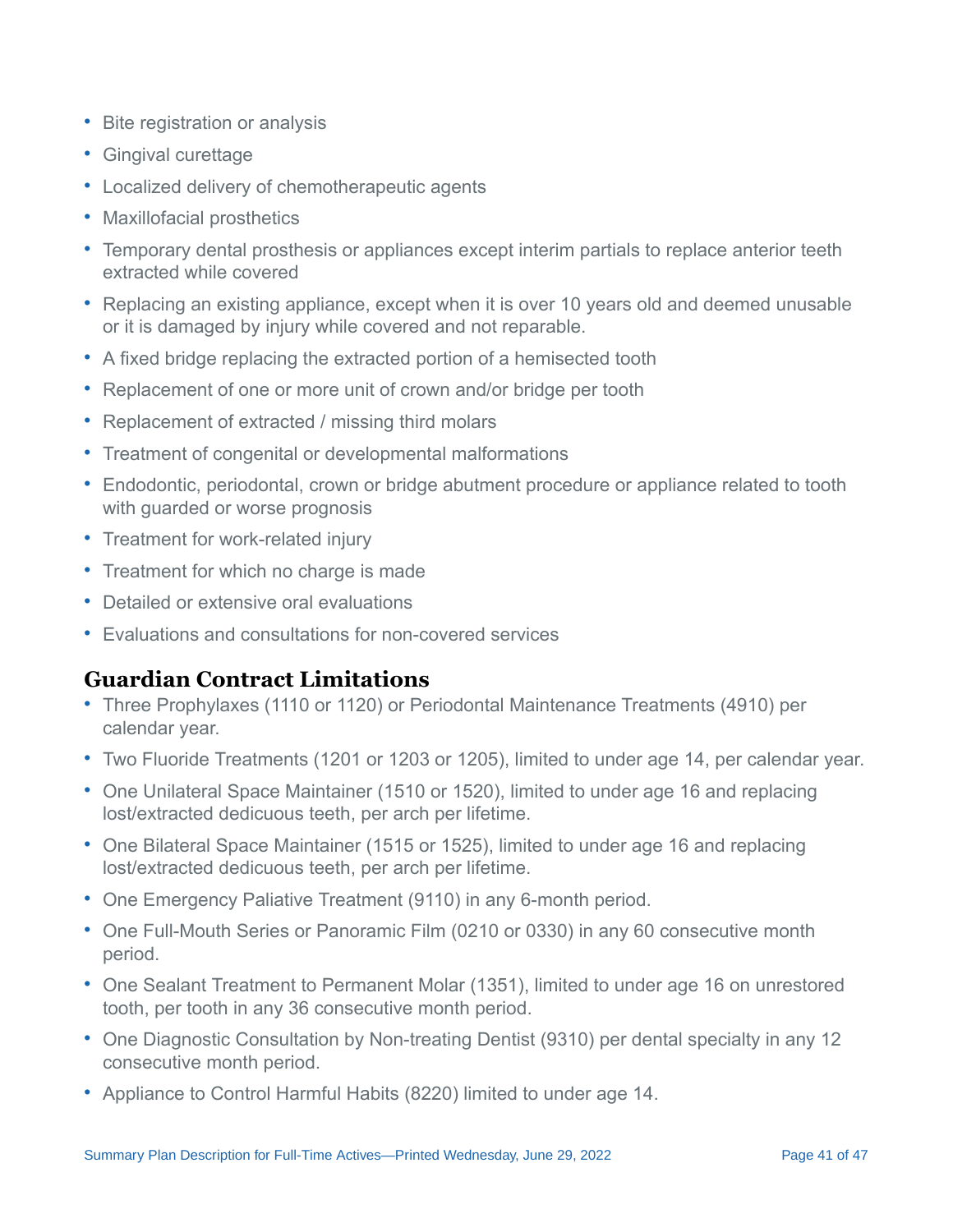- Bite registration or analysis
- Gingival curettage
- Localized delivery of chemotherapeutic agents
- Maxillofacial prosthetics
- Temporary dental prosthesis or appliances except interim partials to replace anterior teeth extracted while covered
- Replacing an existing appliance, except when it is over 10 years old and deemed unusable or it is damaged by injury while covered and not reparable.
- A fixed bridge replacing the extracted portion of a hemisected tooth
- Replacement of one or more unit of crown and/or bridge per tooth
- Replacement of extracted / missing third molars
- Treatment of congenital or developmental malformations
- Endodontic, periodontal, crown or bridge abutment procedure or appliance related to tooth with guarded or worse prognosis
- Treatment for work-related injury
- Treatment for which no charge is made
- Detailed or extensive oral evaluations
- Evaluations and consultations for non-covered services

## Guardian Contract Limitations

- Three Prophylaxes (1110 or 1120) or Periodontal Maintenance Treatments (4910) per calendar year.
- Two Fluoride Treatments (1201 or 1203 or 1205), limited to under age 14, per calendar year.
- One Unilateral Space Maintainer (1510 or 1520), limited to under age 16 and replacing lost/extracted dedicuous teeth, per arch per lifetime.
- One Bilateral Space Maintainer (1515 or 1525), limited to under age 16 and replacing lost/extracted dedicuous teeth, per arch per lifetime.
- One Emergency Paliative Treatment (9110) in any 6-month period.
- One Full-Mouth Series or Panoramic Film (0210 or 0330) in any 60 consecutive month period.
- One Sealant Treatment to Permanent Molar (1351), limited to under age 16 on unrestored tooth, per tooth in any 36 consecutive month period.
- One Diagnostic Consultation by Non-treating Dentist (9310) per dental specialty in any 12 consecutive month period.
- Appliance to Control Harmful Habits (8220) limited to under age 14.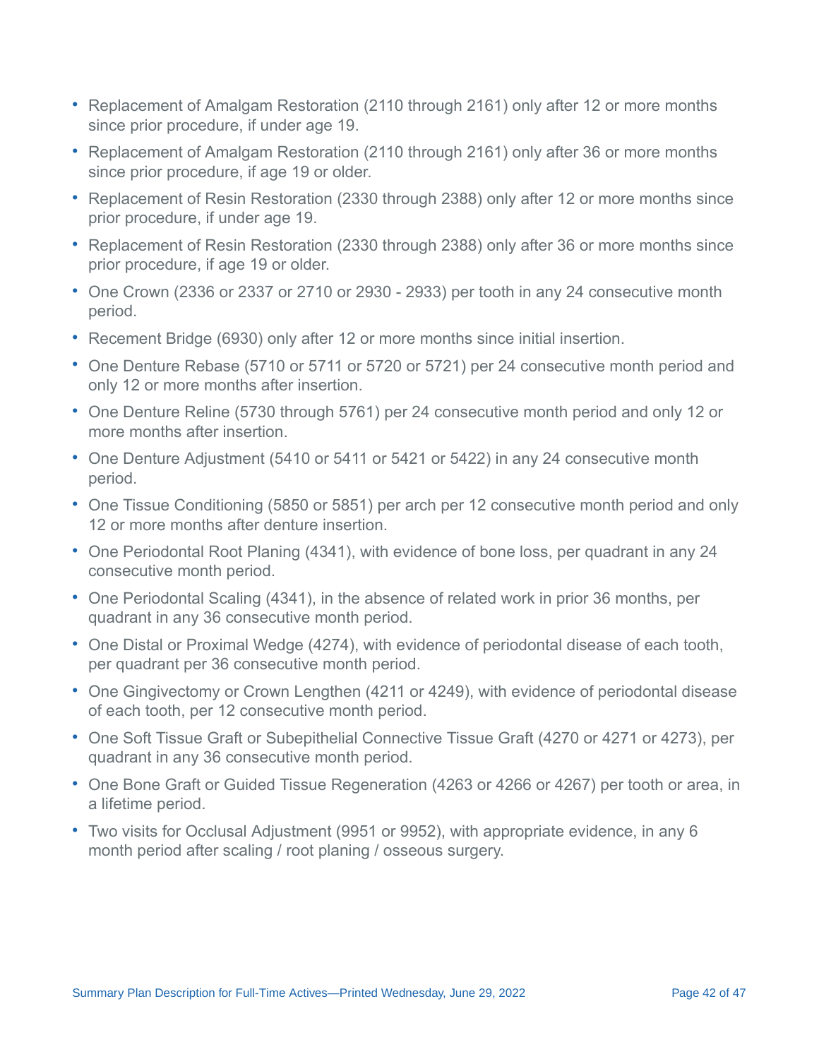- Replacement of Amalgam Restoration (2110 through 2161) only after 12 or more months since prior procedure, if under age 19.
- Replacement of Amalgam Restoration (2110 through 2161) only after 36 or more months since prior procedure, if age 19 or older.
- Replacement of Resin Restoration (2330 through 2388) only after 12 or more months since prior procedure, if under age 19.
- Replacement of Resin Restoration (2330 through 2388) only after 36 or more months since prior procedure, if age 19 or older.
- One Crown (2336 or 2337 or 2710 or 2930 - 2933) per tooth in any 24 consecutive month period.
- Recement Bridge (6930) only after 12 or more months since initial insertion.
- One Denture Rebase (5710 or 5711 or 5720 or 5721) per 24 consecutive month period and only 12 or more months after insertion.
- One Denture Reline (5730 through 5761) per 24 consecutive month period and only 12 or more months after insertion.
- One Denture Adjustment (5410 or 5411 or 5421 or 5422) in any 24 consecutive month period.
- One Tissue Conditioning (5850 or 5851) per arch per 12 consecutive month period and only 12 or more months after denture insertion.
- One Periodontal Root Planing (4341), with evidence of bone loss, per quadrant in any 24 consecutive month period.
- One Periodontal Scaling (4341), in the absence of related work in prior 36 months, per quadrant in any 36 consecutive month period.
- One Distal or Proximal Wedge (4274), with evidence of periodontal disease of each tooth, per quadrant per 36 consecutive month period.
- One Gingivectomy or Crown Lengthen (4211 or 4249), with evidence of periodontal disease of each tooth, per 12 consecutive month period.
- One Soft Tissue Graft or Subepithelial Connective Tissue Graft (4270 or 4271 or 4273), per quadrant in any 36 consecutive month period.
- One Bone Graft or Guided Tissue Regeneration (4263 or 4266 or 4267) per tooth or area, in a lifetime period.
- Two visits for Occlusal Adjustment (9951 or 9952), with appropriate evidence, in any 6 month period after scaling / root planing / osseous surgery.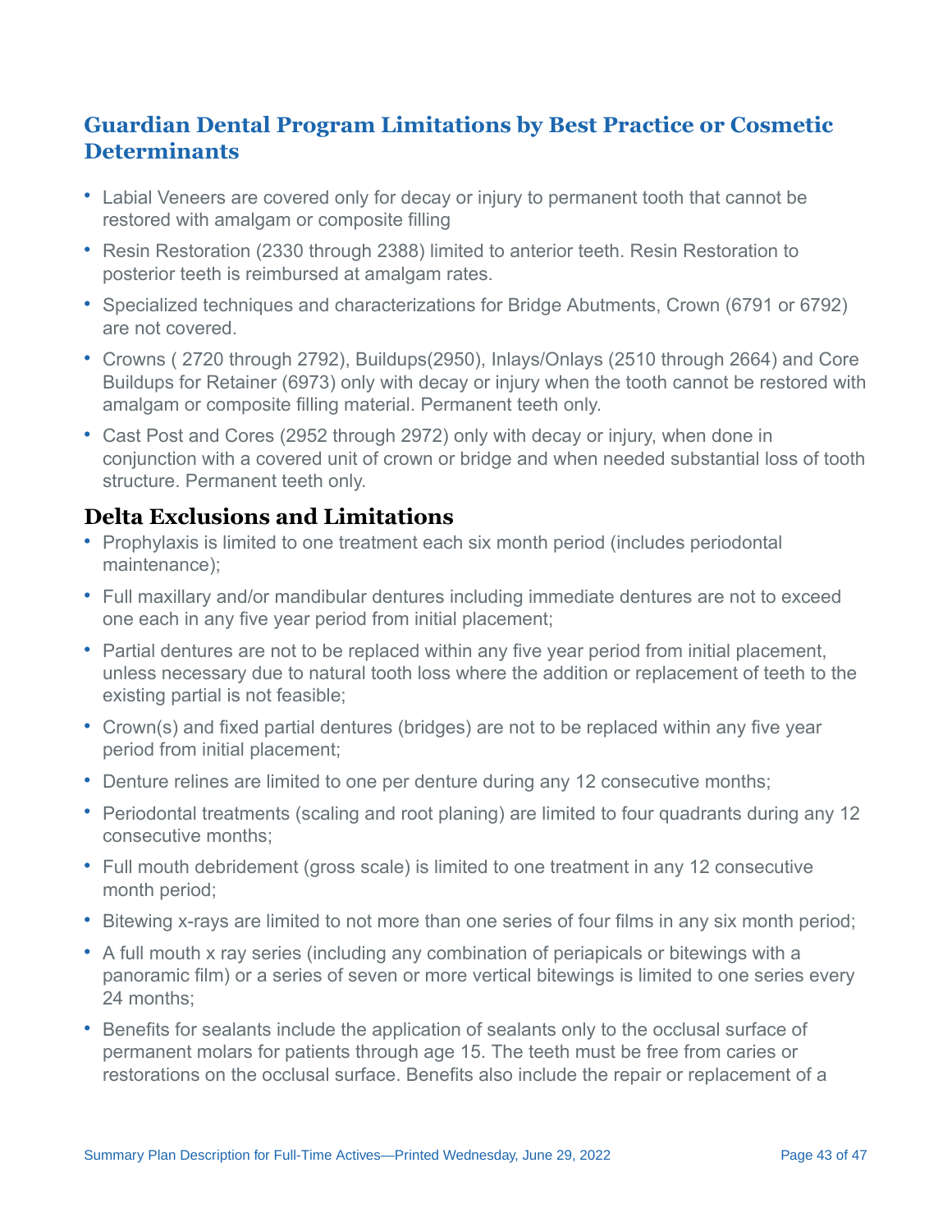## Guardian Dental Program Limitations by Best Practice or Cosmetic Determinants

- Labial Veneers are covered only for decay or injury to permanent tooth that cannot be restored with amalgam or composite filling
- Resin Restoration (2330 through 2388) limited to anterior teeth. Resin Restoration to posterior teeth is reimbursed at amalgam rates.
- Specialized techniques and characterizations for Bridge Abutments, Crown (6791 or 6792) are not covered.
- Crowns ( 2720 through 2792), Buildups(2950), Inlays/Onlays (2510 through 2664) and Core Buildups for Retainer (6973) only with decay or injury when the tooth cannot be restored with amalgam or composite filling material. Permanent teeth only.
- Cast Post and Cores (2952 through 2972) only with decay or injury, when done in conjunction with a covered unit of crown or bridge and when needed substantial loss of tooth structure. Permanent teeth only.

## Delta Exclusions and Limitations

- Prophylaxis is limited to one treatment each six month period (includes periodontal maintenance);
- Full maxillary and/or mandibular dentures including immediate dentures are not to exceed one each in any five year period from initial placement;
- Partial dentures are not to be replaced within any five year period from initial placement, unless necessary due to natural tooth loss where the addition or replacement of teeth to the existing partial is not feasible;
- Crown(s) and fixed partial dentures (bridges) are not to be replaced within any five year period from initial placement;
- Denture relines are limited to one per denture during any 12 consecutive months;
- Periodontal treatments (scaling and root planing) are limited to four quadrants during any 12 consecutive months;
- Full mouth debridement (gross scale) is limited to one treatment in any 12 consecutive month period;
- Bitewing x-rays are limited to not more than one series of four films in any six month period;
- A full mouth x ray series (including any combination of periapicals or bitewings with a panoramic film) or a series of seven or more vertical bitewings is limited to one series every 24 months;
- Benefits for sealants include the application of sealants only to the occlusal surface of permanent molars for patients through age 15. The teeth must be free from caries or restorations on the occlusal surface. Benefits also include the repair or replacement of a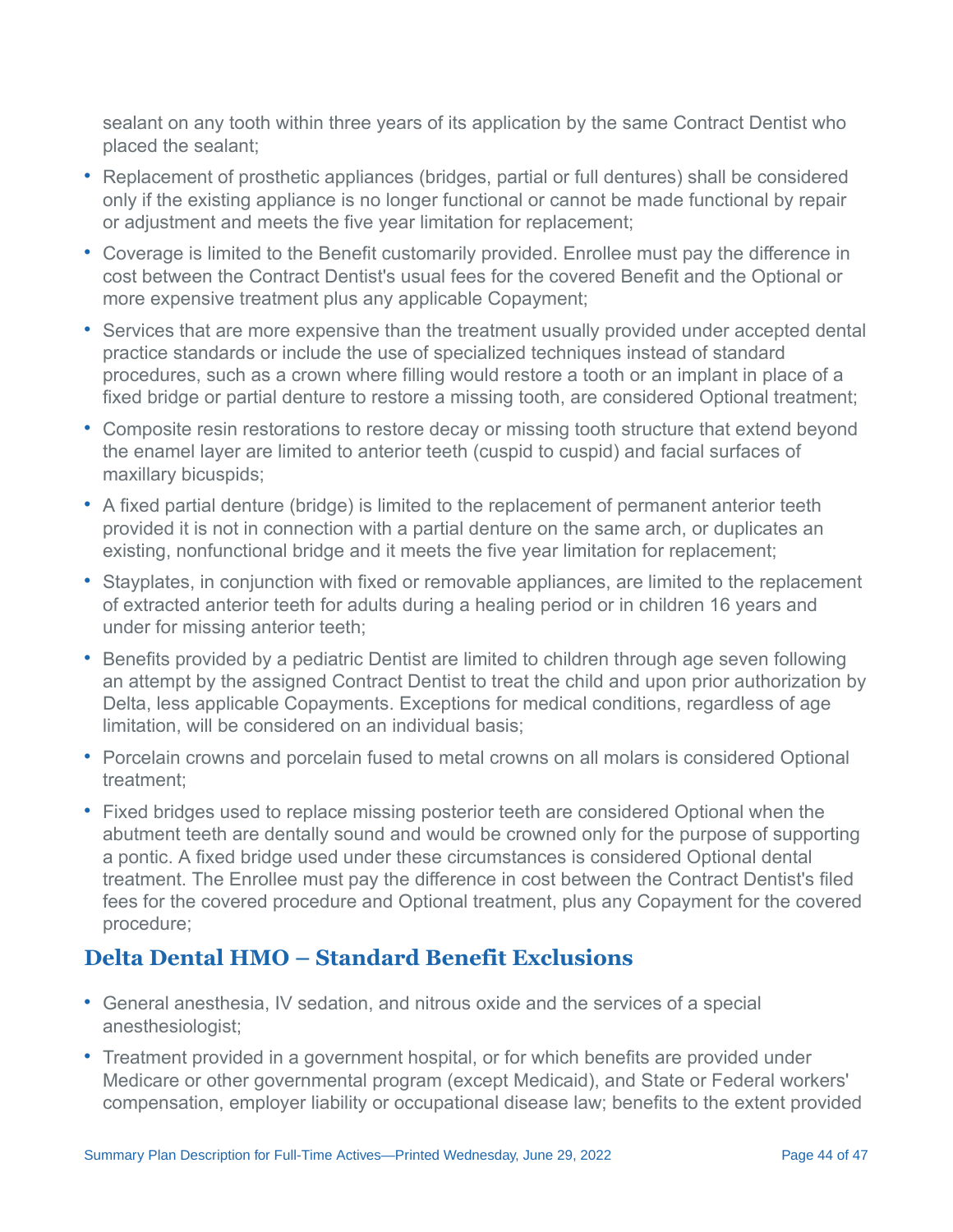sealant on any tooth within three years of its application by the same Contract Dentist who placed the sealant;

- Replacement of prosthetic appliances (bridges, partial or full dentures) shall be considered only if the existing appliance is no longer functional or cannot be made functional by repair or adjustment and meets the five year limitation for replacement;
- Coverage is limited to the Benefit customarily provided. Enrollee must pay the difference in cost between the Contract Dentist's usual fees for the covered Benefit and the Optional or more expensive treatment plus any applicable Copayment;
- Services that are more expensive than the treatment usually provided under accepted dental practice standards or include the use of specialized techniques instead of standard procedures, such as a crown where filling would restore a tooth or an implant in place of a fixed bridge or partial denture to restore a missing tooth, are considered Optional treatment;
- Composite resin restorations to restore decay or missing tooth structure that extend beyond the enamel layer are limited to anterior teeth (cuspid to cuspid) and facial surfaces of maxillary bicuspids;
- A fixed partial denture (bridge) is limited to the replacement of permanent anterior teeth provided it is not in connection with a partial denture on the same arch, or duplicates an existing, nonfunctional bridge and it meets the five year limitation for replacement;
- Stayplates, in conjunction with fixed or removable appliances, are limited to the replacement of extracted anterior teeth for adults during a healing period or in children 16 years and under for missing anterior teeth;
- Benefits provided by a pediatric Dentist are limited to children through age seven following an attempt by the assigned Contract Dentist to treat the child and upon prior authorization by Delta, less applicable Copayments. Exceptions for medical conditions, regardless of age limitation, will be considered on an individual basis;
- Porcelain crowns and porcelain fused to metal crowns on all molars is considered Optional treatment;
- Fixed bridges used to replace missing posterior teeth are considered Optional when the abutment teeth are dentally sound and would be crowned only for the purpose of supporting a pontic. A fixed bridge used under these circumstances is considered Optional dental treatment. The Enrollee must pay the difference in cost between the Contract Dentist's filed fees for the covered procedure and Optional treatment, plus any Copayment for the covered procedure;

## Delta Dental HMO – Standard Benefit Exclusions

- General anesthesia, IV sedation, and nitrous oxide and the services of a special anesthesiologist;
- Treatment provided in a government hospital, or for which benefits are provided under Medicare or other governmental program (except Medicaid), and State or Federal workers' compensation, employer liability or occupational disease law; benefits to the extent provided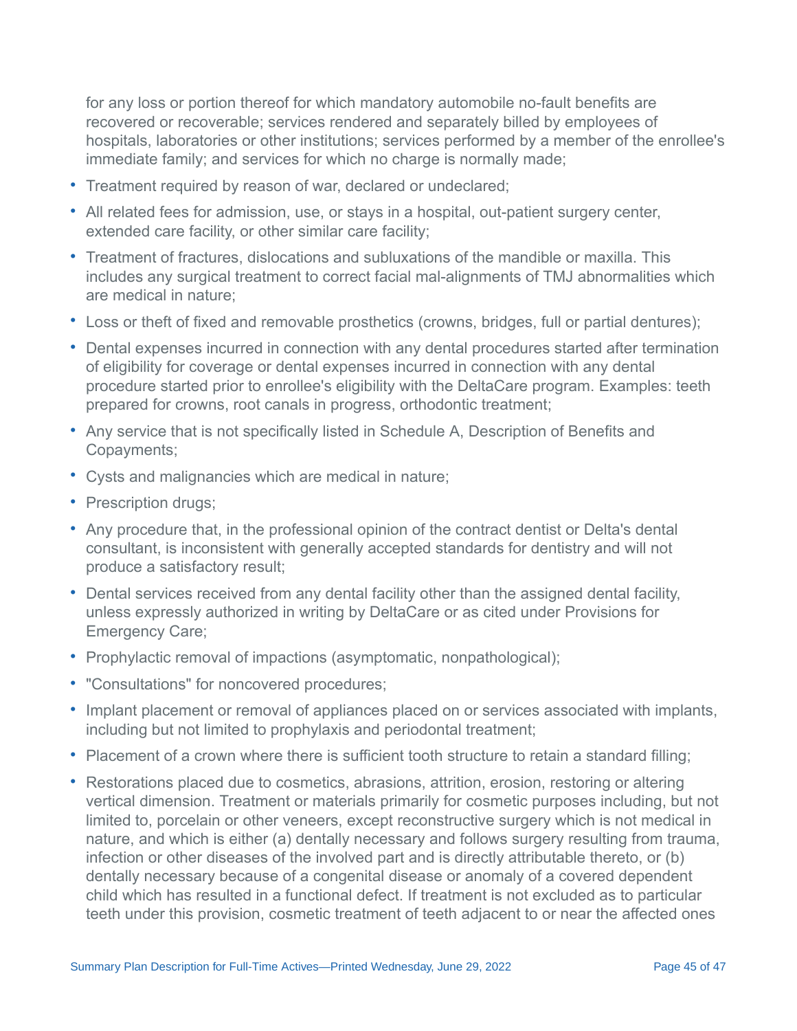for any loss or portion thereof for which mandatory automobile no-fault benefits are recovered or recoverable; services rendered and separately billed by employees of hospitals, laboratories or other institutions; services performed by a member of the enrollee's immediate family; and services for which no charge is normally made;

- Treatment required by reason of war, declared or undeclared;
- All related fees for admission, use, or stays in a hospital, out-patient surgery center, extended care facility, or other similar care facility;
- Treatment of fractures, dislocations and subluxations of the mandible or maxilla. This includes any surgical treatment to correct facial mal-alignments of TMJ abnormalities which are medical in nature;
- Loss or theft of fixed and removable prosthetics (crowns, bridges, full or partial dentures);
- Dental expenses incurred in connection with any dental procedures started after termination of eligibility for coverage or dental expenses incurred in connection with any dental procedure started prior to enrollee's eligibility with the DeltaCare program. Examples: teeth prepared for crowns, root canals in progress, orthodontic treatment;
- Any service that is not specifically listed in Schedule A, Description of Benefits and Copayments;
- Cysts and malignancies which are medical in nature;
- Prescription drugs;
- Any procedure that, in the professional opinion of the contract dentist or Delta's dental consultant, is inconsistent with generally accepted standards for dentistry and will not produce a satisfactory result;
- Dental services received from any dental facility other than the assigned dental facility, unless expressly authorized in writing by DeltaCare or as cited under Provisions for Emergency Care;
- Prophylactic removal of impactions (asymptomatic, nonpathological);
- "Consultations" for noncovered procedures;
- Implant placement or removal of appliances placed on or services associated with implants, including but not limited to prophylaxis and periodontal treatment;
- Placement of a crown where there is sufficient tooth structure to retain a standard filling;
- Restorations placed due to cosmetics, abrasions, attrition, erosion, restoring or altering vertical dimension. Treatment or materials primarily for cosmetic purposes including, but not limited to, porcelain or other veneers, except reconstructive surgery which is not medical in nature, and which is either (a) dentally necessary and follows surgery resulting from trauma, infection or other diseases of the involved part and is directly attributable thereto, or (b) dentally necessary because of a congenital disease or anomaly of a covered dependent child which has resulted in a functional defect. If treatment is not excluded as to particular teeth under this provision, cosmetic treatment of teeth adjacent to or near the affected ones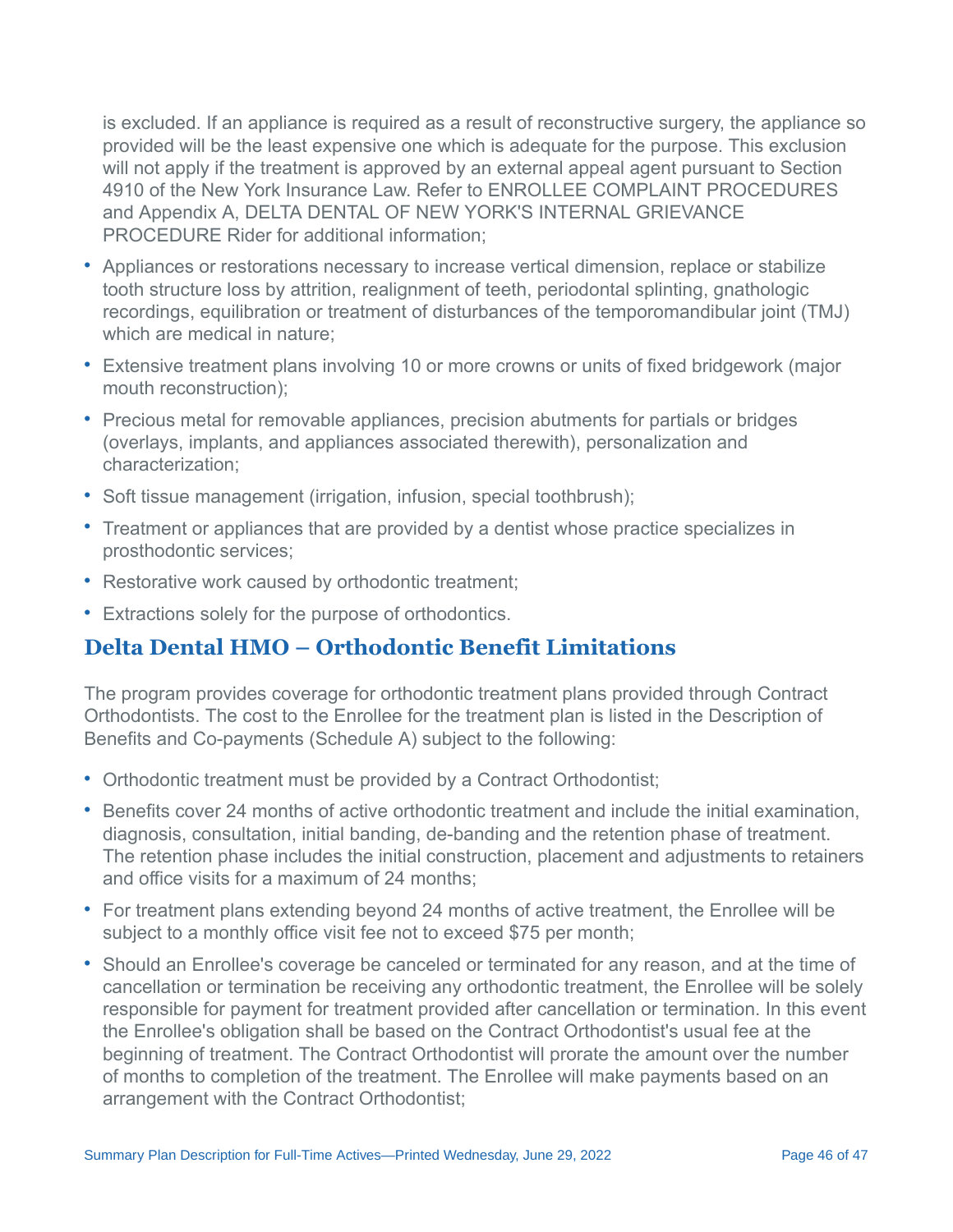is excluded. If an appliance is required as a result of reconstructive surgery, the appliance so provided will be the least expensive one which is adequate for the purpose. This exclusion will not apply if the treatment is approved by an external appeal agent pursuant to Section 4910 of the New York Insurance Law. Refer to ENROLLEE COMPLAINT PROCEDURES and Appendix A, DELTA DENTAL OF NEW YORK'S INTERNAL GRIEVANCE PROCEDURE Rider for additional information;

- Appliances or restorations necessary to increase vertical dimension, replace or stabilize tooth structure loss by attrition, realignment of teeth, periodontal splinting, gnathologic recordings, equilibration or treatment of disturbances of the temporomandibular joint (TMJ) which are medical in nature;
- Extensive treatment plans involving 10 or more crowns or units of fixed bridgework (major mouth reconstruction);
- Precious metal for removable appliances, precision abutments for partials or bridges (overlays, implants, and appliances associated therewith), personalization and characterization;
- Soft tissue management (irrigation, infusion, special toothbrush);
- Treatment or appliances that are provided by a dentist whose practice specializes in prosthodontic services;
- Restorative work caused by orthodontic treatment;
- Extractions solely for the purpose of orthodontics.

## Delta Dental HMO – Orthodontic Benefit Limitations

The program provides coverage for orthodontic treatment plans provided through Contract Orthodontists. The cost to the Enrollee for the treatment plan is listed in the Description of Benefits and Co-payments (Schedule A) subject to the following:

- Orthodontic treatment must be provided by a Contract Orthodontist;
- Benefits cover 24 months of active orthodontic treatment and include the initial examination, diagnosis, consultation, initial banding, de-banding and the retention phase of treatment. The retention phase includes the initial construction, placement and adjustments to retainers and office visits for a maximum of 24 months;
- For treatment plans extending beyond 24 months of active treatment, the Enrollee will be subject to a monthly office visit fee not to exceed $75 per month;
- Should an Enrollee's coverage be canceled or terminated for any reason, and at the time of cancellation or termination be receiving any orthodontic treatment, the Enrollee will be solely responsible for payment for treatment provided after cancellation or termination. In this event the Enrollee's obligation shall be based on the Contract Orthodontist's usual fee at the beginning of treatment. The Contract Orthodontist will prorate the amount over the number of months to completion of the treatment. The Enrollee will make payments based on an arrangement with the Contract Orthodontist;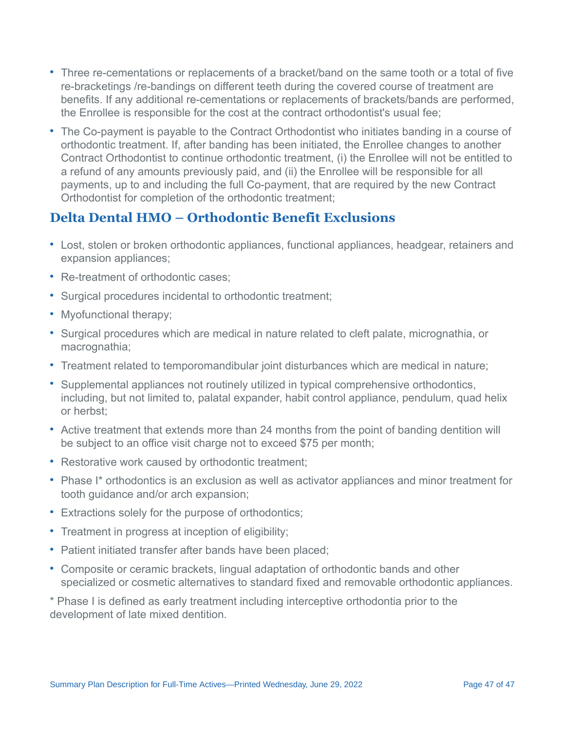- Three re-cementations or replacements of a bracket/band on the same tooth or a total of five re-bracketings /re-bandings on different teeth during the covered course of treatment are benefits. If any additional re-cementations or replacements of brackets/bands are performed, the Enrollee is responsible for the cost at the contract orthodontist's usual fee;
- The Co-payment is payable to the Contract Orthodontist who initiates banding in a course of orthodontic treatment. If, after banding has been initiated, the Enrollee changes to another Contract Orthodontist to continue orthodontic treatment, (i) the Enrollee will not be entitled to a refund of any amounts previously paid, and (ii) the Enrollee will be responsible for all payments, up to and including the full Co-payment, that are required by the new Contract Orthodontist for completion of the orthodontic treatment;

## Delta Dental HMO – Orthodontic Benefit Exclusions

- Lost, stolen or broken orthodontic appliances, functional appliances, headgear, retainers and expansion appliances;
- Re-treatment of orthodontic cases;
- Surgical procedures incidental to orthodontic treatment;
- Myofunctional therapy;
- Surgical procedures which are medical in nature related to cleft palate, micrognathia, or macrognathia;
- Treatment related to temporomandibular joint disturbances which are medical in nature;
- Supplemental appliances not routinely utilized in typical comprehensive orthodontics, including, but not limited to, palatal expander, habit control appliance, pendulum, quad helix or herbst;
- Active treatment that extends more than 24 months from the point of banding dentition will be subject to an office visit charge not to exceed $75 per month;
- Restorative work caused by orthodontic treatment;
- Phase I* orthodontics is an exclusion as well as activator appliances and minor treatment for tooth guidance and/or arch expansion;
- Extractions solely for the purpose of orthodontics;
- Treatment in progress at inception of eligibility;
- Patient initiated transfer after bands have been placed;
- Composite or ceramic brackets, lingual adaptation of orthodontic bands and other specialized or cosmetic alternatives to standard fixed and removable orthodontic appliances.

* Phase I is defined as early treatment including interceptive orthodontia prior to the development of late mixed dentition.